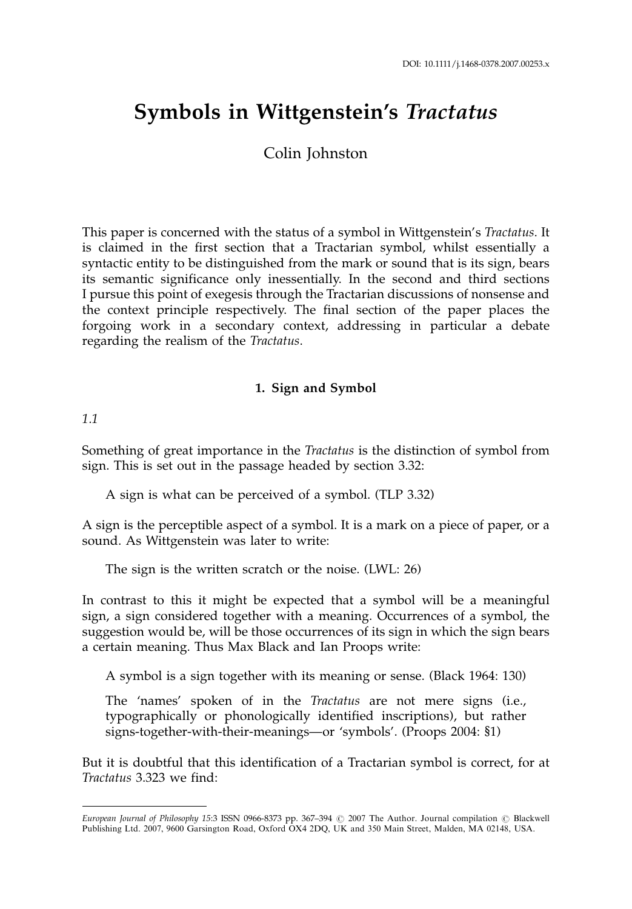DOI: 10.1111/j.1468-0378.2007.00253.x

# Symbols in Wittgenstein's *Tractatus*

Colin Johnston

This paper is concerned with the status of a symbol in Wittgenstein's *Tractatus*. It is claimed in the first section that a Tractarian symbol, whilst essentially a syntactic entity to be distinguished from the mark or sound that is its sign, bears its semantic significance only inessentially. In the second and third sections I pursue this point of exegesis through the Tractarian discussions of nonsense and the context principle respectively. The final section of the paper places the forgoing work in a secondary context, addressing in particular a debate regarding the realism of the *Tractatus*.

## 1. Sign and Symbol

*1.1*

Something of great importance in the *Tractatus* is the distinction of symbol from sign. This is set out in the passage headed by section 3.32:

> A sign is what can be perceived of a symbol. (TLP 3.32)

A sign is the perceptible aspect of a symbol. It is a mark on a piece of paper, or a sound. As Wittgenstein was later to write:

> The sign is the written scratch or the noise. (LWL: 26)

In contrast to this it might be expected that a symbol will be a meaningful sign, a sign considered together with a meaning. Occurrences of a symbol, the suggestion would be, will be those occurrences of its sign in which the sign bears a certain meaning. Thus Max Black and Ian Proops write:

> A symbol is a sign together with its meaning or sense. (Black 1964: 130)
>
> The 'names' spoken of in the *Tractatus* are not mere signs (i.e., typographically or phonologically identified inscriptions), but rather signs-together-with-their-meanings—or 'symbols'. (Proops 2004: §1)

But it is doubtful that this identification of a Tractarian symbol is correct, for at *Tractatus* 3.323 we find:

*European Journal of Philosophy* 15:3 ISSN 0966-8373 pp. 367–394 © 2007 The Author. Journal compilation © Blackwell Publishing Ltd. 2007, 9600 Garsington Road, Oxford OX4 2DQ, UK and 350 Main Street, Malden, MA 02148, USA.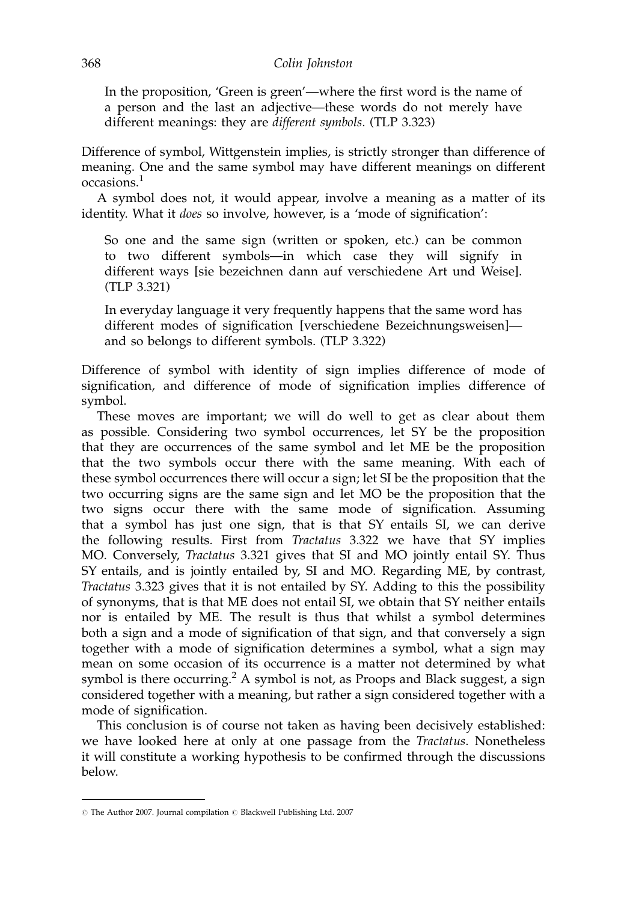> In the proposition, 'Green is green'—where the first word is the name of a person and the last an adjective—these words do not merely have different meanings: they are *different symbols*. (TLP 3.323)

Difference of symbol, Wittgenstein implies, is strictly stronger than difference of meaning. One and the same symbol may have different meanings on different occasions.[1]

A symbol does not, it would appear, involve a meaning as a matter of its identity. What it *does* so involve, however, is a 'mode of signification':

> So one and the same sign (written or spoken, etc.) can be common to two different symbols—in which case they will signify in different ways [sie bezeichnen dann auf verschiedene Art und Weise]. (TLP 3.321)

> In everyday language it very frequently happens that the same word has different modes of signification [verschiedene Bezeichnungsweisen]—and so belongs to different symbols. (TLP 3.322)

Difference of symbol with identity of sign implies difference of mode of signification, and difference of mode of signification implies difference of symbol.

These moves are important; we will do well to get as clear about them as possible. Considering two symbol occurrences, let SY be the proposition that they are occurrences of the same symbol and let ME be the proposition that the two symbols occur there with the same meaning. With each of these symbol occurrences there will occur a sign; let SI be the proposition that the two occurring signs are the same sign and let MO be the proposition that the two signs occur there with the same mode of signification. Assuming that a symbol has just one sign, that is that SY entails SI, we can derive the following results. First from *Tractatus* 3.322 we have that SY implies MO. Conversely, *Tractatus* 3.321 gives that SI and MO jointly entail SY. Thus SY entails, and is jointly entailed by, SI and MO. Regarding ME, by contrast, *Tractatus* 3.323 gives that it is not entailed by SY. Adding to this the possibility of synonyms, that is that ME does not entail SI, we obtain that SY neither entails nor is entailed by ME. The result is thus that whilst a symbol determines both a sign and a mode of signification of that sign, and that conversely a sign together with a mode of signification determines a symbol, what a sign may mean on some occasion of its occurrence is a matter not determined by what symbol is there occurring.[2] A symbol is not, as Proops and Black suggest, a sign considered together with a meaning, but rather a sign considered together with a mode of signification.

This conclusion is of course not taken as having been decisively established: we have looked here at only at one passage from the *Tractatus*. Nonetheless it will constitute a working hypothesis to be confirmed through the discussions below.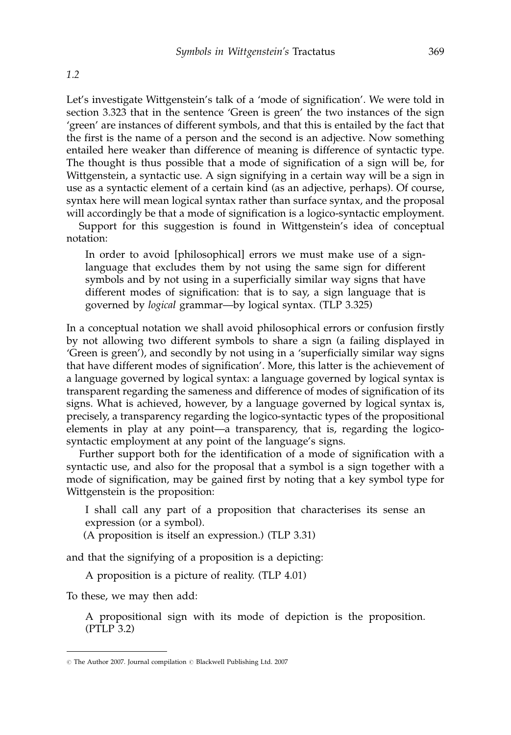*1.2*

Let's investigate Wittgenstein's talk of a 'mode of signification'. We were told in section 3.323 that in the sentence 'Green is green' the two instances of the sign 'green' are instances of different symbols, and that this is entailed by the fact that the first is the name of a person and the second is an adjective. Now something entailed here weaker than difference of meaning is difference of syntactic type. The thought is thus possible that a mode of signification of a sign will be, for Wittgenstein, a syntactic use. A sign signifying in a certain way will be a sign in use as a syntactic element of a certain kind (as an adjective, perhaps). Of course, syntax here will mean logical syntax rather than surface syntax, and the proposal will accordingly be that a mode of signification is a logico-syntactic employment.

Support for this suggestion is found in Wittgenstein's idea of conceptual notation:

> In order to avoid [philosophical] errors we must make use of a sign-language that excludes them by not using the same sign for different symbols and by not using in a superficially similar way signs that have different modes of signification: that is to say, a sign language that is governed by *logical* grammar—by logical syntax. (TLP 3.325)

In a conceptual notation we shall avoid philosophical errors or confusion firstly by not allowing two different symbols to share a sign (a failing displayed in 'Green is green'), and secondly by not using in a 'superficially similar way signs that have different modes of signification'. More, this latter is the achievement of a language governed by logical syntax: a language governed by logical syntax is transparent regarding the sameness and difference of modes of signification of its signs. What is achieved, however, by a language governed by logical syntax is, precisely, a transparency regarding the logico-syntactic types of the propositional elements in play at any point—a transparency, that is, regarding the logico-syntactic employment at any point of the language's signs.

Further support both for the identification of a mode of signification with a syntactic use, and also for the proposal that a symbol is a sign together with a mode of signification, may be gained first by noting that a key symbol type for Wittgenstein is the proposition:

> I shall call any part of a proposition that characterises its sense an expression (or a symbol).
> (A proposition is itself an expression.) (TLP 3.31)

and that the signifying of a proposition is a depicting:

> A proposition is a picture of reality. (TLP 4.01)

To these, we may then add:

> A propositional sign with its mode of depiction is the proposition. (PTLP 3.2)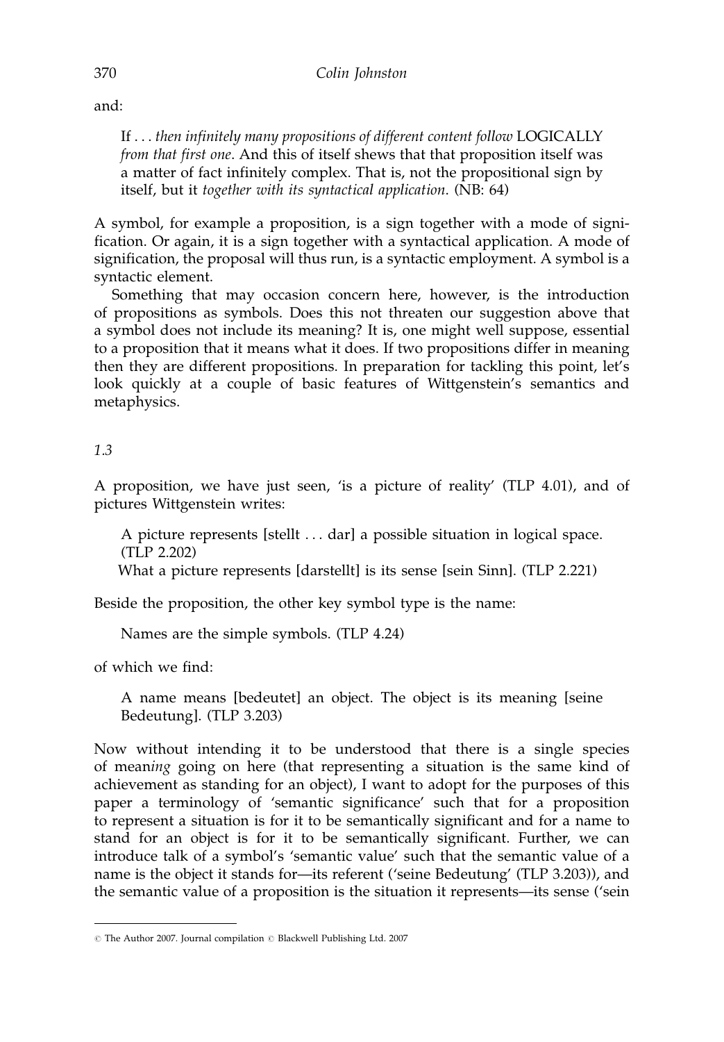and:

> If . . . *then infinitely many propositions of different content follow* LOGICALLY *from that first one*. And this of itself shews that that proposition itself was a matter of fact infinitely complex. That is, not the propositional sign by itself, but it *together with its syntactical application*. (NB: 64)

A symbol, for example a proposition, is a sign together with a mode of signification. Or again, it is a sign together with a syntactical application. A mode of signification, the proposal will thus run, is a syntactic employment. A symbol is a syntactic element.

Something that may occasion concern here, however, is the introduction of propositions as symbols. Does this not threaten our suggestion above that a symbol does not include its meaning? It is, one might well suppose, essential to a proposition that it means what it does. If two propositions differ in meaning then they are different propositions. In preparation for tackling this point, let's look quickly at a couple of basic features of Wittgenstein's semantics and metaphysics.

*1.3*

A proposition, we have just seen, 'is a picture of reality' (TLP 4.01), and of pictures Wittgenstein writes:

> A picture represents [stellt . . . dar] a possible situation in logical space. (TLP 2.202)
>
> What a picture represents [darstellt] is its sense [sein Sinn]. (TLP 2.221)

Beside the proposition, the other key symbol type is the name:

> Names are the simple symbols. (TLP 4.24)

of which we find:

> A name means [bedeutet] an object. The object is its meaning [seine Bedeutung]. (TLP 3.203)

Now without intending it to be understood that there is a single species of mean*ing* going on here (that representing a situation is the same kind of achievement as standing for an object), I want to adopt for the purposes of this paper a terminology of 'semantic significance' such that for a proposition to represent a situation is for it to be semantically significant and for a name to stand for an object is for it to be semantically significant. Further, we can introduce talk of a symbol's 'semantic value' such that the semantic value of a name is the object it stands for—its referent ('seine Bedeutung' (TLP 3.203)), and the semantic value of a proposition is the situation it represents—its sense ('sein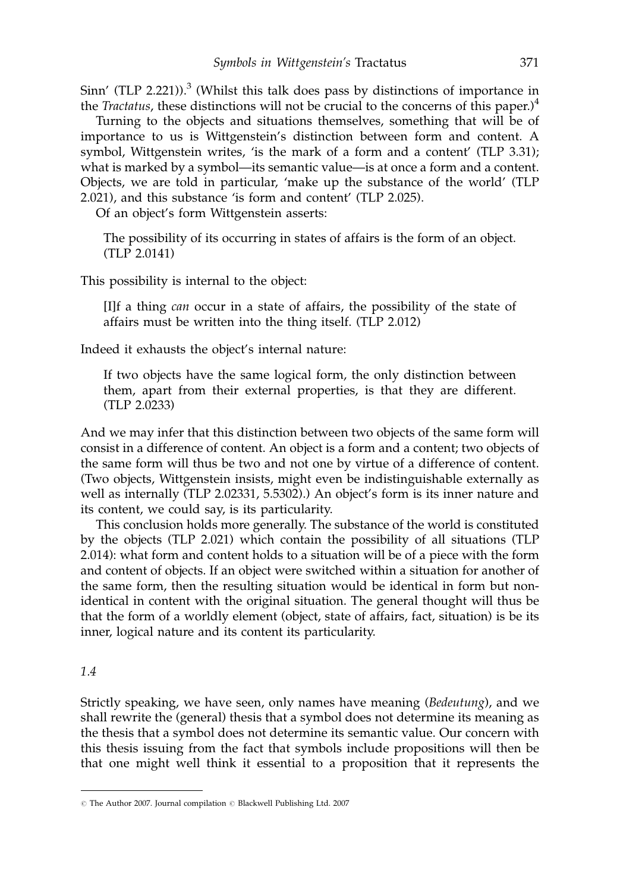Sinn' (TLP 2.221)).[3] (Whilst this talk does pass by distinctions of importance in the *Tractatus*, these distinctions will not be crucial to the concerns of this paper.)[4]

Turning to the objects and situations themselves, something that will be of importance to us is Wittgenstein's distinction between form and content. A symbol, Wittgenstein writes, 'is the mark of a form and a content' (TLP 3.31); what is marked by a symbol—its semantic value—is at once a form and a content. Objects, we are told in particular, 'make up the substance of the world' (TLP 2.021), and this substance 'is form and content' (TLP 2.025).

Of an object's form Wittgenstein asserts:

> The possibility of its occurring in states of affairs is the form of an object. (TLP 2.0141)

This possibility is internal to the object:

> [I]f a thing *can* occur in a state of affairs, the possibility of the state of affairs must be written into the thing itself. (TLP 2.012)

Indeed it exhausts the object's internal nature:

> If two objects have the same logical form, the only distinction between them, apart from their external properties, is that they are different. (TLP 2.0233)

And we may infer that this distinction between two objects of the same form will consist in a difference of content. An object is a form and a content; two objects of the same form will thus be two and not one by virtue of a difference of content. (Two objects, Wittgenstein insists, might even be indistinguishable externally as well as internally (TLP 2.02331, 5.5302).) An object's form is its inner nature and its content, we could say, is its particularity.

This conclusion holds more generally. The substance of the world is constituted by the objects (TLP 2.021) which contain the possibility of all situations (TLP 2.014): what form and content holds to a situation will be of a piece with the form and content of objects. If an object were switched within a situation for another of the same form, then the resulting situation would be identical in form but non-identical in content with the original situation. The general thought will thus be that the form of a worldly element (object, state of affairs, fact, situation) is be its inner, logical nature and its content its particularity.

### *1.4*

Strictly speaking, we have seen, only names have meaning (*Bedeutung*), and we shall rewrite the (general) thesis that a symbol does not determine its meaning as the thesis that a symbol does not determine its semantic value. Our concern with this thesis issuing from the fact that symbols include propositions will then be that one might well think it essential to a proposition that it represents the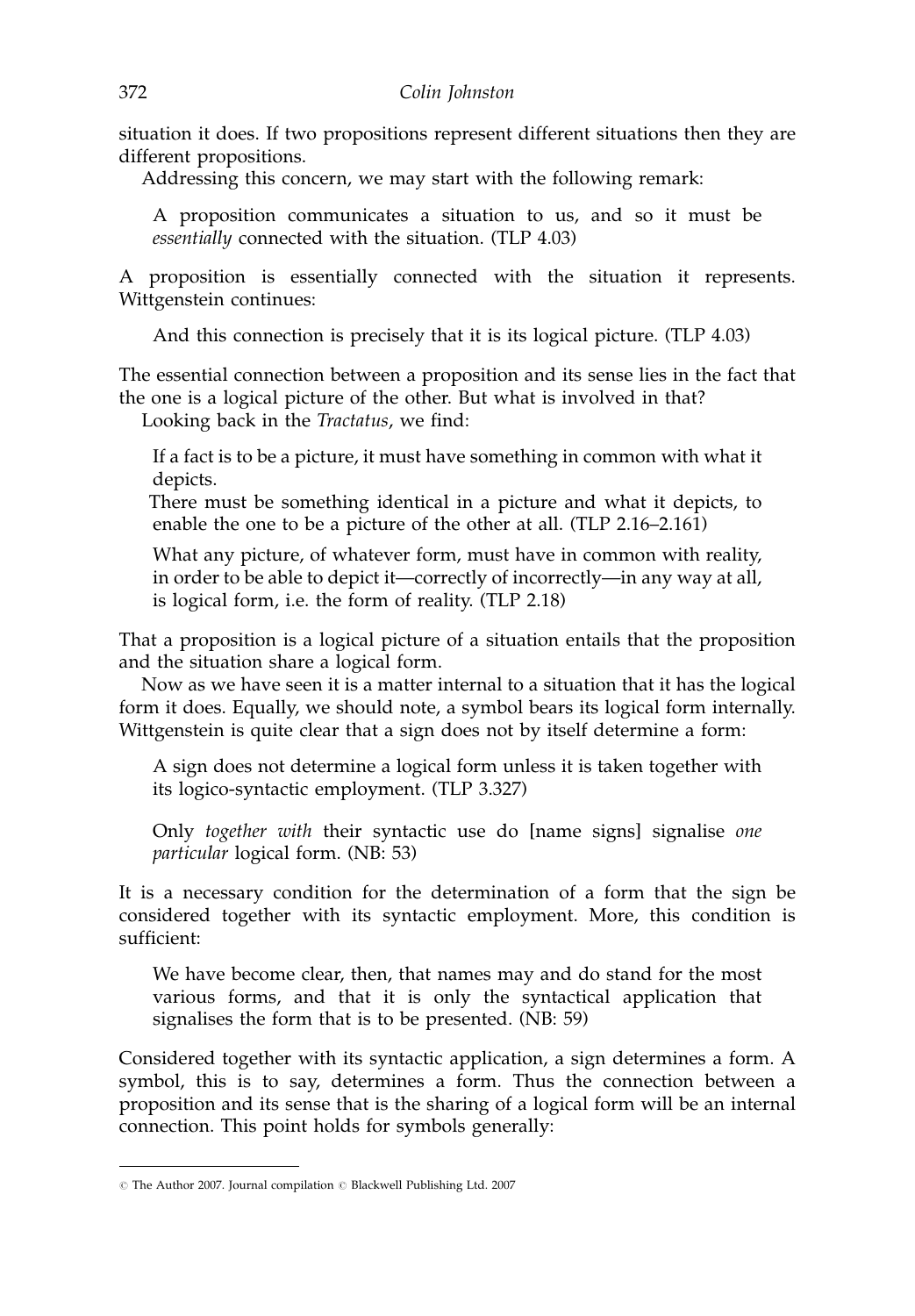situation it does. If two propositions represent different situations then they are different propositions.

Addressing this concern, we may start with the following remark:

> A proposition communicates a situation to us, and so it must be *essentially* connected with the situation. (TLP 4.03)

A proposition is essentially connected with the situation it represents. Wittgenstein continues:

> And this connection is precisely that it is its logical picture. (TLP 4.03)

The essential connection between a proposition and its sense lies in the fact that the one is a logical picture of the other. But what is involved in that?

Looking back in the *Tractatus*, we find:

> If a fact is to be a picture, it must have something in common with what it depicts.
>
> There must be something identical in a picture and what it depicts, to enable the one to be a picture of the other at all. (TLP 2.16–2.161)

> What any picture, of whatever form, must have in common with reality, in order to be able to depict it—correctly of incorrectly—in any way at all, is logical form, i.e. the form of reality. (TLP 2.18)

That a proposition is a logical picture of a situation entails that the proposition and the situation share a logical form.

Now as we have seen it is a matter internal to a situation that it has the logical form it does. Equally, we should note, a symbol bears its logical form internally. Wittgenstein is quite clear that a sign does not by itself determine a form:

> A sign does not determine a logical form unless it is taken together with its logico-syntactic employment. (TLP 3.327)

> Only *together with* their syntactic use do [name signs] signalise *one particular* logical form. (NB: 53)

It is a necessary condition for the determination of a form that the sign be considered together with its syntactic employment. More, this condition is sufficient:

> We have become clear, then, that names may and do stand for the most various forms, and that it is only the syntactical application that signalises the form that is to be presented. (NB: 59)

Considered together with its syntactic application, a sign determines a form. A symbol, this is to say, determines a form. Thus the connection between a proposition and its sense that is the sharing of a logical form will be an internal connection. This point holds for symbols generally: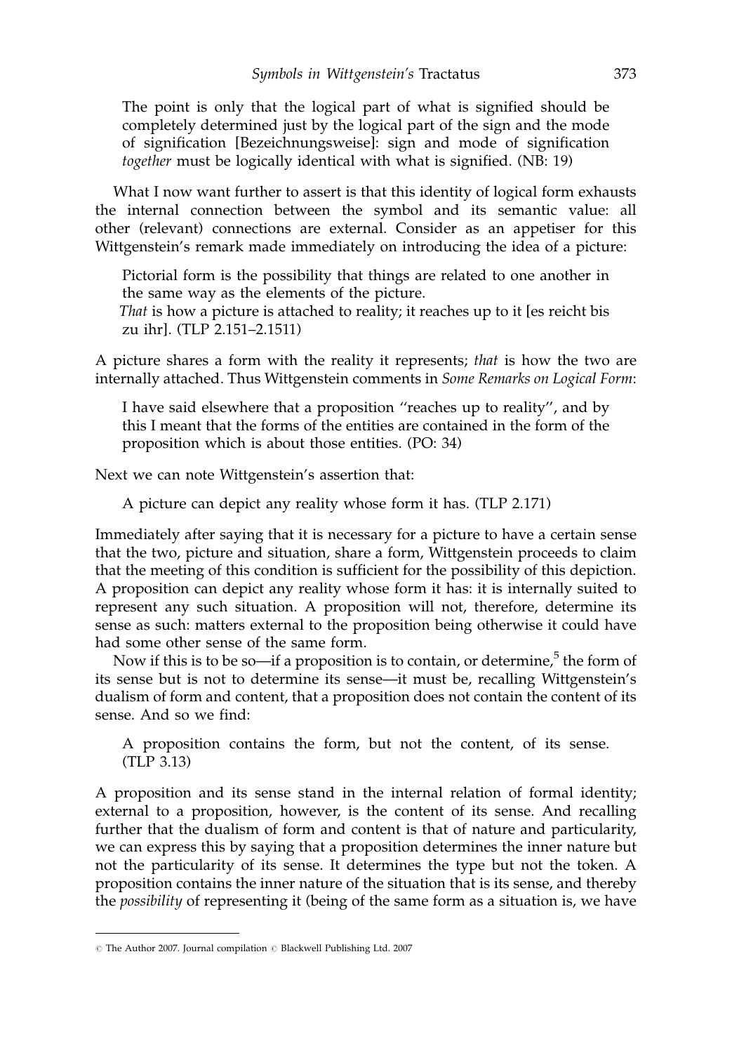> The point is only that the logical part of what is signified should be completely determined just by the logical part of the sign and the mode of signification [Bezeichnungsweise]: sign and mode of signification *together* must be logically identical with what is signified. (NB: 19)

What I now want further to assert is that this identity of logical form exhausts the internal connection between the symbol and its semantic value: all other (relevant) connections are external. Consider as an appetiser for this Wittgenstein's remark made immediately on introducing the idea of a picture:

> Pictorial form is the possibility that things are related to one another in the same way as the elements of the picture.
> *That* is how a picture is attached to reality; it reaches up to it [es reicht bis zu ihr]. (TLP 2.151–2.1511)

A picture shares a form with the reality it represents; *that* is how the two are internally attached. Thus Wittgenstein comments in *Some Remarks on Logical Form*:

> I have said elsewhere that a proposition "reaches up to reality", and by this I meant that the forms of the entities are contained in the form of the proposition which is about those entities. (PO: 34)

Next we can note Wittgenstein's assertion that:

> A picture can depict any reality whose form it has. (TLP 2.171)

Immediately after saying that it is necessary for a picture to have a certain sense that the two, picture and situation, share a form, Wittgenstein proceeds to claim that the meeting of this condition is sufficient for the possibility of this depiction. A proposition can depict any reality whose form it has: it is internally suited to represent any such situation. A proposition will not, therefore, determine its sense as such: matters external to the proposition being otherwise it could have had some other sense of the same form.

Now if this is to be so—if a proposition is to contain, or determine,[5] the form of its sense but is not to determine its sense—it must be, recalling Wittgenstein's dualism of form and content, that a proposition does not contain the content of its sense. And so we find:

> A proposition contains the form, but not the content, of its sense. (TLP 3.13)

A proposition and its sense stand in the internal relation of formal identity; external to a proposition, however, is the content of its sense. And recalling further that the dualism of form and content is that of nature and particularity, we can express this by saying that a proposition determines the inner nature but not the particularity of its sense. It determines the type but not the token. A proposition contains the inner nature of the situation that is its sense, and thereby the *possibility* of representing it (being of the same form as a situation is, we have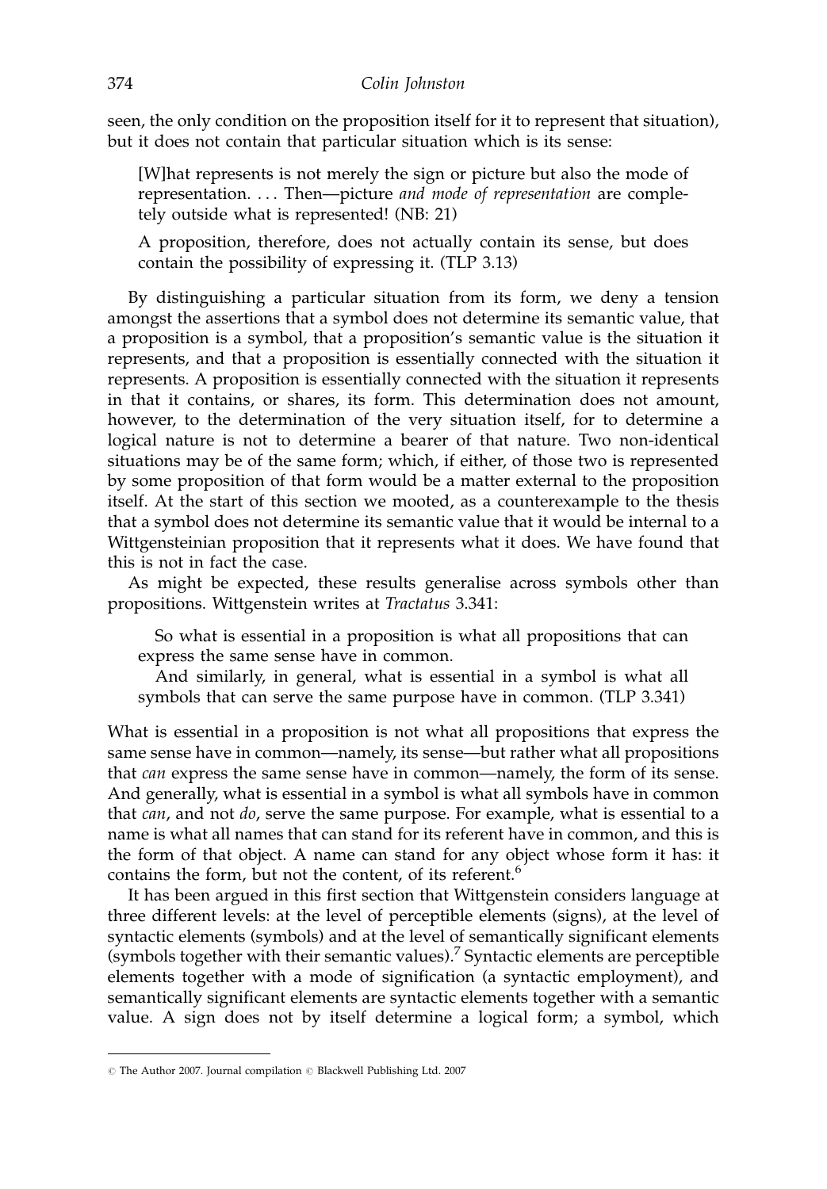seen, the only condition on the proposition itself for it to represent that situation), but it does not contain that particular situation which is its sense:

> [W]hat represents is not merely the sign or picture but also the mode of representation. . . . Then—picture *and mode of representation* are completely outside what is represented! (NB: 21)

> A proposition, therefore, does not actually contain its sense, but does contain the possibility of expressing it. (TLP 3.13)

By distinguishing a particular situation from its form, we deny a tension amongst the assertions that a symbol does not determine its semantic value, that a proposition is a symbol, that a proposition's semantic value is the situation it represents, and that a proposition is essentially connected with the situation it represents. A proposition is essentially connected with the situation it represents in that it contains, or shares, its form. This determination does not amount, however, to the determination of the very situation itself, for to determine a logical nature is not to determine a bearer of that nature. Two non-identical situations may be of the same form; which, if either, of those two is represented by some proposition of that form would be a matter external to the proposition itself. At the start of this section we mooted, as a counterexample to the thesis that a symbol does not determine its semantic value that it would be internal to a Wittgensteinian proposition that it represents what it does. We have found that this is not in fact the case.

As might be expected, these results generalise across symbols other than propositions. Wittgenstein writes at *Tractatus* 3.341:

> So what is essential in a proposition is what all propositions that can express the same sense have in common.
>
> And similarly, in general, what is essential in a symbol is what all symbols that can serve the same purpose have in common. (TLP 3.341)

What is essential in a proposition is not what all propositions that express the same sense have in common—namely, its sense—but rather what all propositions that *can* express the same sense have in common—namely, the form of its sense. And generally, what is essential in a symbol is what all symbols have in common that *can*, and not *do*, serve the same purpose. For example, what is essential to a name is what all names that can stand for its referent have in common, and this is the form of that object. A name can stand for any object whose form it has: it contains the form, but not the content, of its referent.[6]

It has been argued in this first section that Wittgenstein considers language at three different levels: at the level of perceptible elements (signs), at the level of syntactic elements (symbols) and at the level of semantically significant elements (symbols together with their semantic values).[7] Syntactic elements are perceptible elements together with a mode of signification (a syntactic employment), and semantically significant elements are syntactic elements together with a semantic value. A sign does not by itself determine a logical form; a symbol, which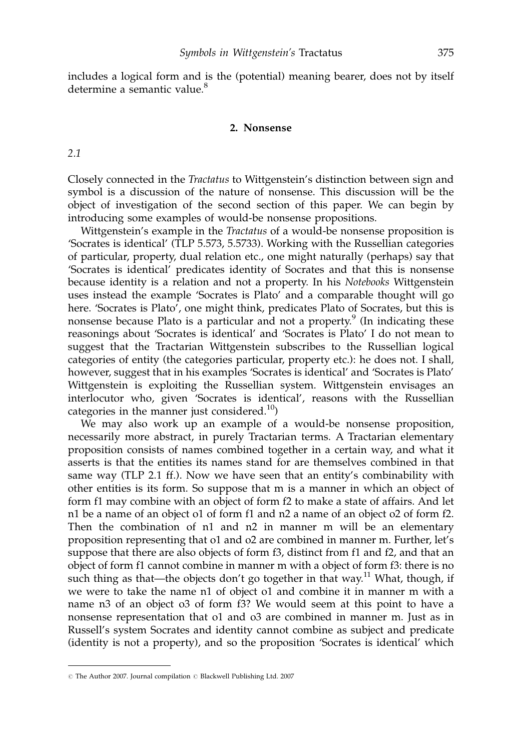includes a logical form and is the (potential) meaning bearer, does not by itself determine a semantic value.[8]

## 2. Nonsense

*2.1*

Closely connected in the *Tractatus* to Wittgenstein's distinction between sign and symbol is a discussion of the nature of nonsense. This discussion will be the object of investigation of the second section of this paper. We can begin by introducing some examples of would-be nonsense propositions.

Wittgenstein's example in the *Tractatus* of a would-be nonsense proposition is 'Socrates is identical' (TLP 5.573, 5.5733). Working with the Russellian categories of particular, property, dual relation etc., one might naturally (perhaps) say that 'Socrates is identical' predicates identity of Socrates and that this is nonsense because identity is a relation and not a property. In his *Notebooks* Wittgenstein uses instead the example 'Socrates is Plato' and a comparable thought will go here. 'Socrates is Plato', one might think, predicates Plato of Socrates, but this is nonsense because Plato is a particular and not a property.[9] (In indicating these reasonings about 'Socrates is identical' and 'Socrates is Plato' I do not mean to suggest that the Tractarian Wittgenstein subscribes to the Russellian logical categories of entity (the categories particular, property etc.): he does not. I shall, however, suggest that in his examples 'Socrates is identical' and 'Socrates is Plato' Wittgenstein is exploiting the Russellian system. Wittgenstein envisages an interlocutor who, given 'Socrates is identical', reasons with the Russellian categories in the manner just considered.[10])

We may also work up an example of a would-be nonsense proposition, necessarily more abstract, in purely Tractarian terms. A Tractarian elementary proposition consists of names combined together in a certain way, and what it asserts is that the entities its names stand for are themselves combined in that same way (TLP 2.1 ff.). Now we have seen that an entity's combinability with other entities is its form. So suppose that m is a manner in which an object of form f1 may combine with an object of form f2 to make a state of affairs. And let n1 be a name of an object o1 of form f1 and n2 a name of an object o2 of form f2. Then the combination of n1 and n2 in manner m will be an elementary proposition representing that o1 and o2 are combined in manner m. Further, let's suppose that there are also objects of form f3, distinct from f1 and f2, and that an object of form f1 cannot combine in manner m with a object of form f3: there is no such thing as that—the objects don't go together in that way.[11] What, though, if we were to take the name n1 of object o1 and combine it in manner m with a name n3 of an object o3 of form f3? We would seem at this point to have a nonsense representation that o1 and o3 are combined in manner m. Just as in Russell's system Socrates and identity cannot combine as subject and predicate (identity is not a property), and so the proposition 'Socrates is identical' which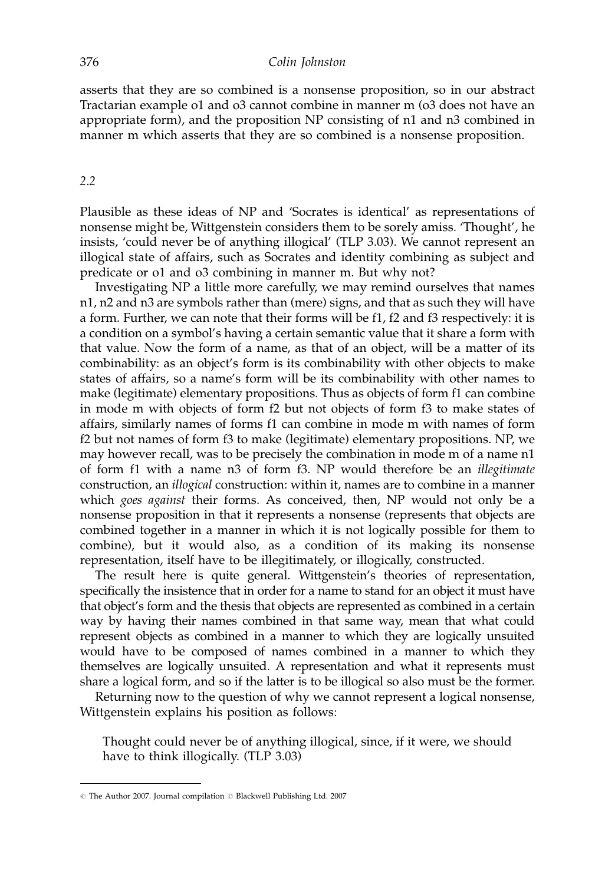asserts that they are so combined is a nonsense proposition, so in our abstract Tractarian example o1 and o3 cannot combine in manner m (o3 does not have an appropriate form), and the proposition NP consisting of n1 and n3 combined in manner m which asserts that they are so combined is a nonsense proposition.

### *2.2*

Plausible as these ideas of NP and 'Socrates is identical' as representations of nonsense might be, Wittgenstein considers them to be sorely amiss. 'Thought', he insists, 'could never be of anything illogical' (TLP 3.03). We cannot represent an illogical state of affairs, such as Socrates and identity combining as subject and predicate or o1 and o3 combining in manner m. But why not?

Investigating NP a little more carefully, we may remind ourselves that names n1, n2 and n3 are symbols rather than (mere) signs, and that as such they will have a form. Further, we can note that their forms will be f1, f2 and f3 respectively: it is a condition on a symbol's having a certain semantic value that it share a form with that value. Now the form of a name, as that of an object, will be a matter of its combinability: as an object's form is its combinability with other objects to make states of affairs, so a name's form will be its combinability with other names to make (legitimate) elementary propositions. Thus as objects of form f1 can combine in mode m with objects of form f2 but not objects of form f3 to make states of affairs, similarly names of forms f1 can combine in mode m with names of form f2 but not names of form f3 to make (legitimate) elementary propositions. NP, we may however recall, was to be precisely the combination in mode m of a name n1 of form f1 with a name n3 of form f3. NP would therefore be an *illegitimate* construction, an *illogical* construction: within it, names are to combine in a manner which *goes against* their forms. As conceived, then, NP would not only be a nonsense proposition in that it represents a nonsense (represents that objects are combined together in a manner in which it is not logically possible for them to combine), but it would also, as a condition of its making its nonsense representation, itself have to be illegitimately, or illogically, constructed.

The result here is quite general. Wittgenstein's theories of representation, specifically the insistence that in order for a name to stand for an object it must have that object's form and the thesis that objects are represented as combined in a certain way by having their names combined in that same way, mean that what could represent objects as combined in a manner to which they are logically unsuited would have to be composed of names combined in a manner to which they themselves are logically unsuited. A representation and what it represents must share a logical form, and so if the latter is to be illogical so also must be the former.

Returning now to the question of why we cannot represent a logical nonsense, Wittgenstein explains his position as follows:

> Thought could never be of anything illogical, since, if it were, we should have to think illogically. (TLP 3.03)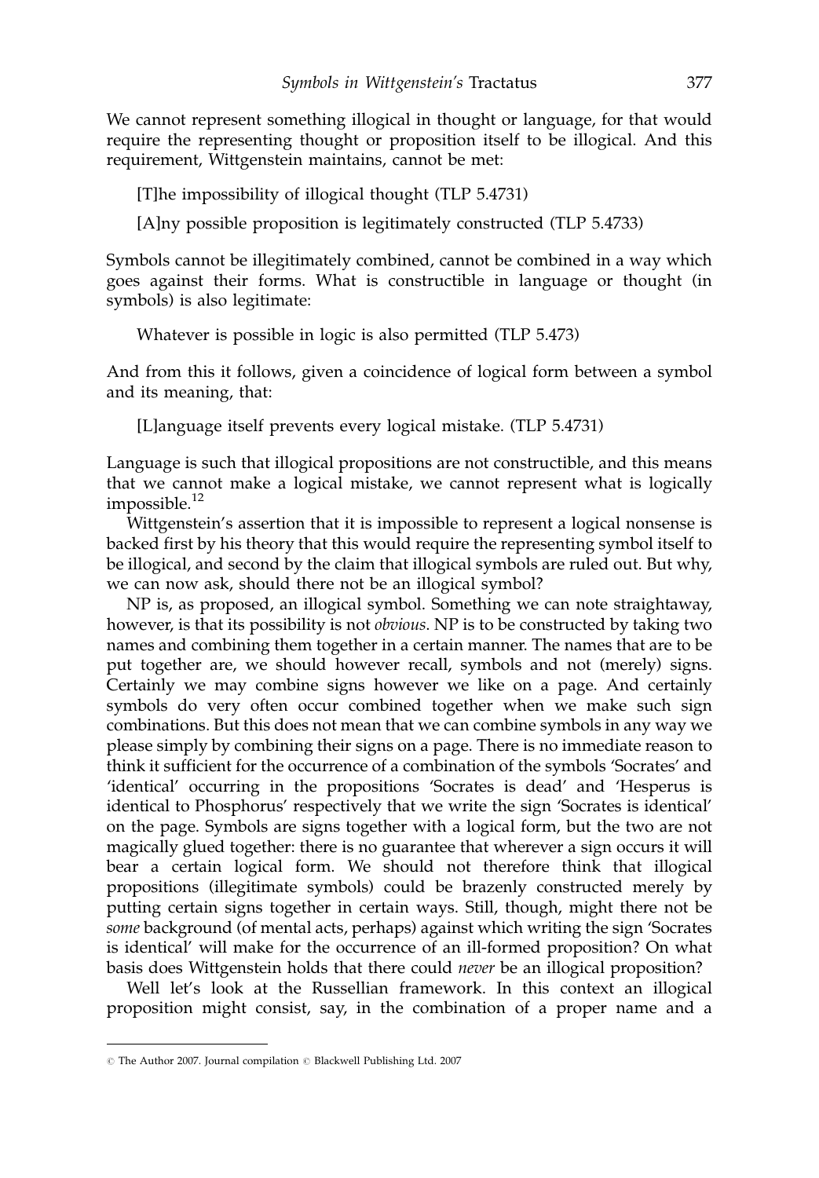We cannot represent something illogical in thought or language, for that would require the representing thought or proposition itself to be illogical. And this requirement, Wittgenstein maintains, cannot be met:

> [T]he impossibility of illogical thought (TLP 5.4731)
>
> [A]ny possible proposition is legitimately constructed (TLP 5.4733)

Symbols cannot be illegitimately combined, cannot be combined in a way which goes against their forms. What is constructible in language or thought (in symbols) is also legitimate:

> Whatever is possible in logic is also permitted (TLP 5.473)

And from this it follows, given a coincidence of logical form between a symbol and its meaning, that:

> [L]anguage itself prevents every logical mistake. (TLP 5.4731)

Language is such that illogical propositions are not constructible, and this means that we cannot make a logical mistake, we cannot represent what is logically impossible.[12]

Wittgenstein's assertion that it is impossible to represent a logical nonsense is backed first by his theory that this would require the representing symbol itself to be illogical, and second by the claim that illogical symbols are ruled out. But why, we can now ask, should there not be an illogical symbol?

NP is, as proposed, an illogical symbol. Something we can note straightaway, however, is that its possibility is not *obvious*. NP is to be constructed by taking two names and combining them together in a certain manner. The names that are to be put together are, we should however recall, symbols and not (merely) signs. Certainly we may combine signs however we like on a page. And certainly symbols do very often occur combined together when we make such sign combinations. But this does not mean that we can combine symbols in any way we please simply by combining their signs on a page. There is no immediate reason to think it sufficient for the occurrence of a combination of the symbols 'Socrates' and 'identical' occurring in the propositions 'Socrates is dead' and 'Hesperus is identical to Phosphorus' respectively that we write the sign 'Socrates is identical' on the page. Symbols are signs together with a logical form, but the two are not magically glued together: there is no guarantee that wherever a sign occurs it will bear a certain logical form. We should not therefore think that illogical propositions (illegitimate symbols) could be brazenly constructed merely by putting certain signs together in certain ways. Still, though, might there not be *some* background (of mental acts, perhaps) against which writing the sign 'Socrates is identical' will make for the occurrence of an ill-formed proposition? On what basis does Wittgenstein holds that there could *never* be an illogical proposition?

Well let's look at the Russellian framework. In this context an illogical proposition might consist, say, in the combination of a proper name and a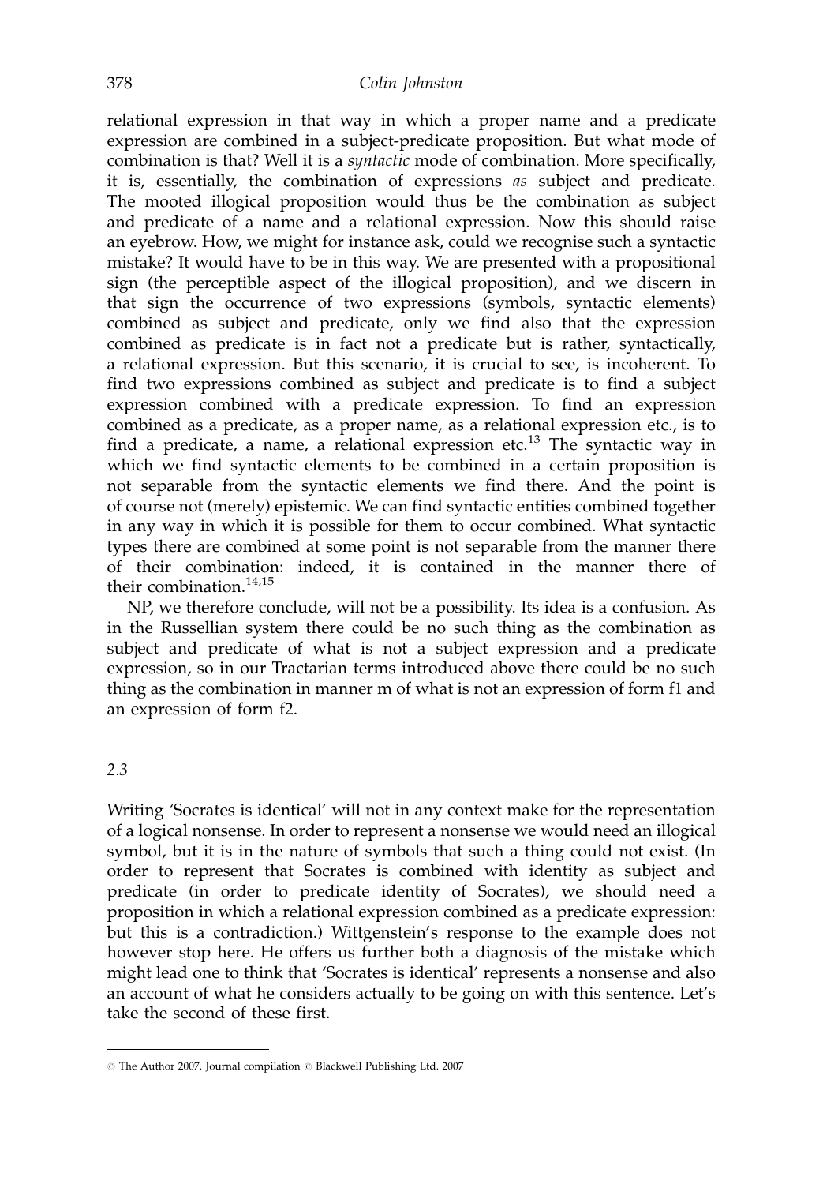relational expression in that way in which a proper name and a predicate expression are combined in a subject-predicate proposition. But what mode of combination is that? Well it is a *syntactic* mode of combination. More specifically, it is, essentially, the combination of expressions *as* subject and predicate. The mooted illogical proposition would thus be the combination as subject and predicate of a name and a relational expression. Now this should raise an eyebrow. How, we might for instance ask, could we recognise such a syntactic mistake? It would have to be in this way. We are presented with a propositional sign (the perceptible aspect of the illogical proposition), and we discern in that sign the occurrence of two expressions (symbols, syntactic elements) combined as subject and predicate, only we find also that the expression combined as predicate is in fact not a predicate but is rather, syntactically, a relational expression. But this scenario, it is crucial to see, is incoherent. To find two expressions combined as subject and predicate is to find a subject expression combined with a predicate expression. To find an expression combined as a predicate, as a proper name, as a relational expression etc., is to find a predicate, a name, a relational expression etc.[13] The syntactic way in which we find syntactic elements to be combined in a certain proposition is not separable from the syntactic elements we find there. And the point is of course not (merely) epistemic. We can find syntactic entities combined together in any way in which it is possible for them to occur combined. What syntactic types there are combined at some point is not separable from the manner there of their combination: indeed, it is contained in the manner there of their combination.[14,15]

NP, we therefore conclude, will not be a possibility. Its idea is a confusion. As in the Russellian system there could be no such thing as the combination as subject and predicate of what is not a subject expression and a predicate expression, so in our Tractarian terms introduced above there could be no such thing as the combination in manner m of what is not an expression of form f1 and an expression of form f2.

## *2.3*

Writing 'Socrates is identical' will not in any context make for the representation of a logical nonsense. In order to represent a nonsense we would need an illogical symbol, but it is in the nature of symbols that such a thing could not exist. (In order to represent that Socrates is combined with identity as subject and predicate (in order to predicate identity of Socrates), we should need a proposition in which a relational expression combined as a predicate expression: but this is a contradiction.) Wittgenstein's response to the example does not however stop here. He offers us further both a diagnosis of the mistake which might lead one to think that 'Socrates is identical' represents a nonsense and also an account of what he considers actually to be going on with this sentence. Let's take the second of these first.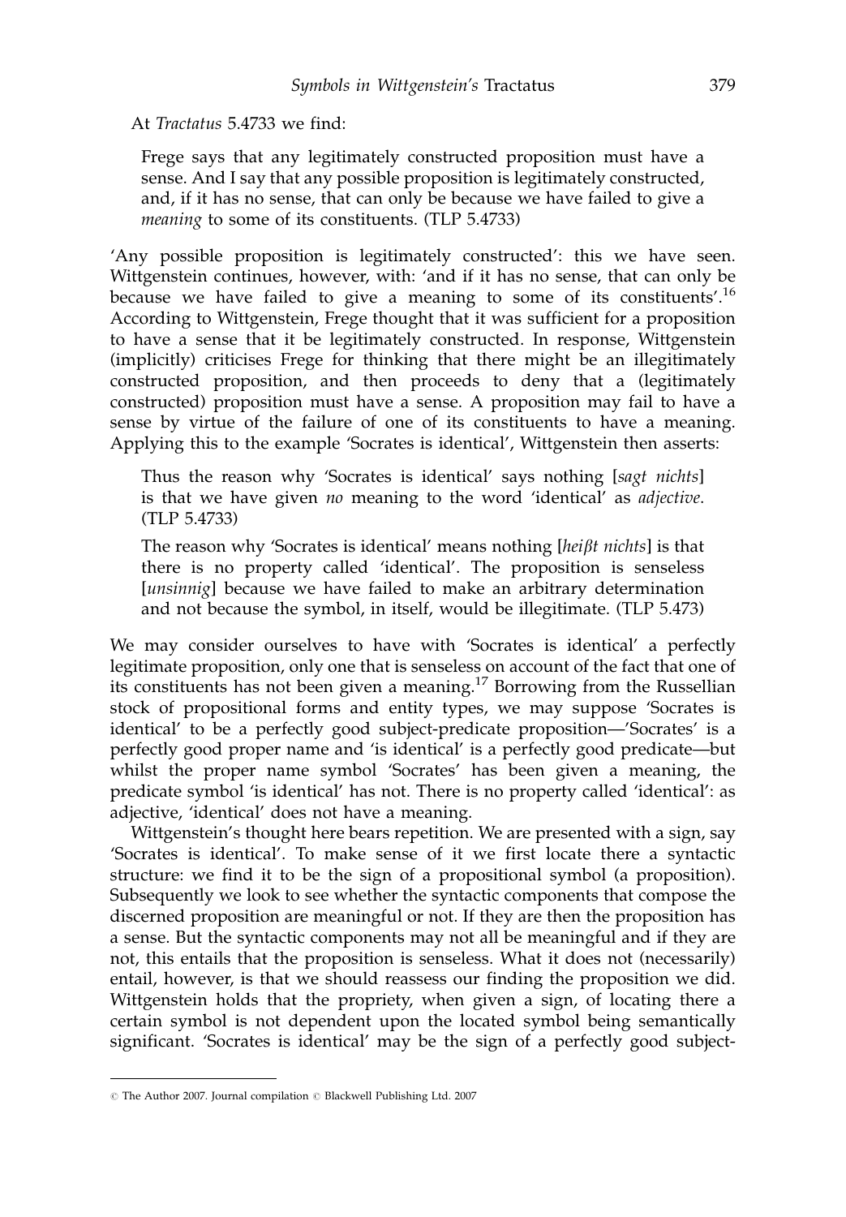At *Tractatus* 5.4733 we find:

> Frege says that any legitimately constructed proposition must have a sense. And I say that any possible proposition is legitimately constructed, and, if it has no sense, that can only be because we have failed to give a *meaning* to some of its constituents. (TLP 5.4733)

'Any possible proposition is legitimately constructed': this we have seen. Wittgenstein continues, however, with: 'and if it has no sense, that can only be because we have failed to give a meaning to some of its constituents'.[16] According to Wittgenstein, Frege thought that it was sufficient for a proposition to have a sense that it be legitimately constructed. In response, Wittgenstein (implicitly) criticises Frege for thinking that there might be an illegitimately constructed proposition, and then proceeds to deny that a (legitimately constructed) proposition must have a sense. A proposition may fail to have a sense by virtue of the failure of one of its constituents to have a meaning. Applying this to the example 'Socrates is identical', Wittgenstein then asserts:

> Thus the reason why 'Socrates is identical' says nothing [*sagt nichts*] is that we have given *no* meaning to the word 'identical' as *adjective*. (TLP 5.4733)

> The reason why 'Socrates is identical' means nothing [*heißt nichts*] is that there is no property called 'identical'. The proposition is senseless [*unsinnig*] because we have failed to make an arbitrary determination and not because the symbol, in itself, would be illegitimate. (TLP 5.473)

We may consider ourselves to have with 'Socrates is identical' a perfectly legitimate proposition, only one that is senseless on account of the fact that one of its constituents has not been given a meaning.[17] Borrowing from the Russellian stock of propositional forms and entity types, we may suppose 'Socrates is identical' to be a perfectly good subject-predicate proposition—'Socrates' is a perfectly good proper name and 'is identical' is a perfectly good predicate—but whilst the proper name symbol 'Socrates' has been given a meaning, the predicate symbol 'is identical' has not. There is no property called 'identical': as adjective, 'identical' does not have a meaning.

Wittgenstein's thought here bears repetition. We are presented with a sign, say 'Socrates is identical'. To make sense of it we first locate there a syntactic structure: we find it to be the sign of a propositional symbol (a proposition). Subsequently we look to see whether the syntactic components that compose the discerned proposition are meaningful or not. If they are then the proposition has a sense. But the syntactic components may not all be meaningful and if they are not, this entails that the proposition is senseless. What it does not (necessarily) entail, however, is that we should reassess our finding the proposition we did. Wittgenstein holds that the propriety, when given a sign, of locating there a certain symbol is not dependent upon the located symbol being semantically significant. 'Socrates is identical' may be the sign of a perfectly good subject-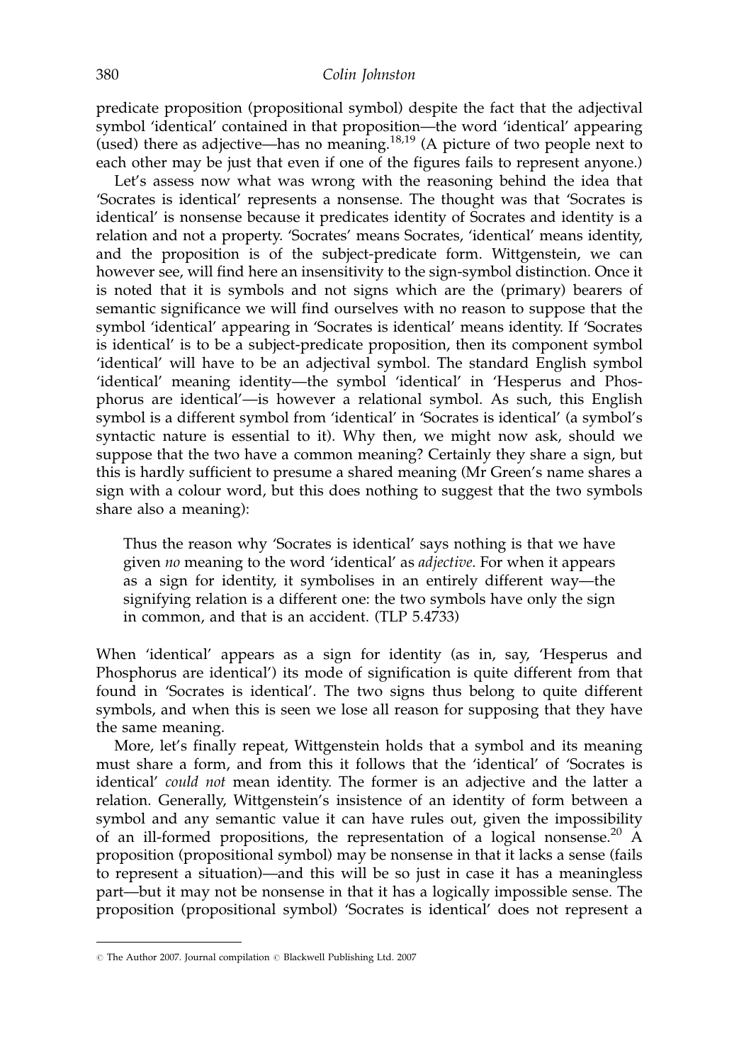predicate proposition (propositional symbol) despite the fact that the adjectival symbol 'identical' contained in that proposition—the word 'identical' appearing (used) there as adjective—has no meaning.[18,19] (A picture of two people next to each other may be just that even if one of the figures fails to represent anyone.)

Let's assess now what was wrong with the reasoning behind the idea that 'Socrates is identical' represents a nonsense. The thought was that 'Socrates is identical' is nonsense because it predicates identity of Socrates and identity is a relation and not a property. 'Socrates' means Socrates, 'identical' means identity, and the proposition is of the subject-predicate form. Wittgenstein, we can however see, will find here an insensitivity to the sign-symbol distinction. Once it is noted that it is symbols and not signs which are the (primary) bearers of semantic significance we will find ourselves with no reason to suppose that the symbol 'identical' appearing in 'Socrates is identical' means identity. If 'Socrates is identical' is to be a subject-predicate proposition, then its component symbol 'identical' will have to be an adjectival symbol. The standard English symbol 'identical' meaning identity—the symbol 'identical' in 'Hesperus and Phosphorus are identical'—is however a relational symbol. As such, this English symbol is a different symbol from 'identical' in 'Socrates is identical' (a symbol's syntactic nature is essential to it). Why then, we might now ask, should we suppose that the two have a common meaning? Certainly they share a sign, but this is hardly sufficient to presume a shared meaning (Mr Green's name shares a sign with a colour word, but this does nothing to suggest that the two symbols share also a meaning):

> Thus the reason why 'Socrates is identical' says nothing is that we have given *no* meaning to the word 'identical' as *adjective*. For when it appears as a sign for identity, it symbolises in an entirely different way—the signifying relation is a different one: the two symbols have only the sign in common, and that is an accident. (TLP 5.4733)

When 'identical' appears as a sign for identity (as in, say, 'Hesperus and Phosphorus are identical') its mode of signification is quite different from that found in 'Socrates is identical'. The two signs thus belong to quite different symbols, and when this is seen we lose all reason for supposing that they have the same meaning.

More, let's finally repeat, Wittgenstein holds that a symbol and its meaning must share a form, and from this it follows that the 'identical' of 'Socrates is identical' *could not* mean identity. The former is an adjective and the latter a relation. Generally, Wittgenstein's insistence of an identity of form between a symbol and any semantic value it can have rules out, given the impossibility of an ill-formed propositions, the representation of a logical nonsense.[20] A proposition (propositional symbol) may be nonsense in that it lacks a sense (fails to represent a situation)—and this will be so just in case it has a meaningless part—but it may not be nonsense in that it has a logically impossible sense. The proposition (propositional symbol) 'Socrates is identical' does not represent a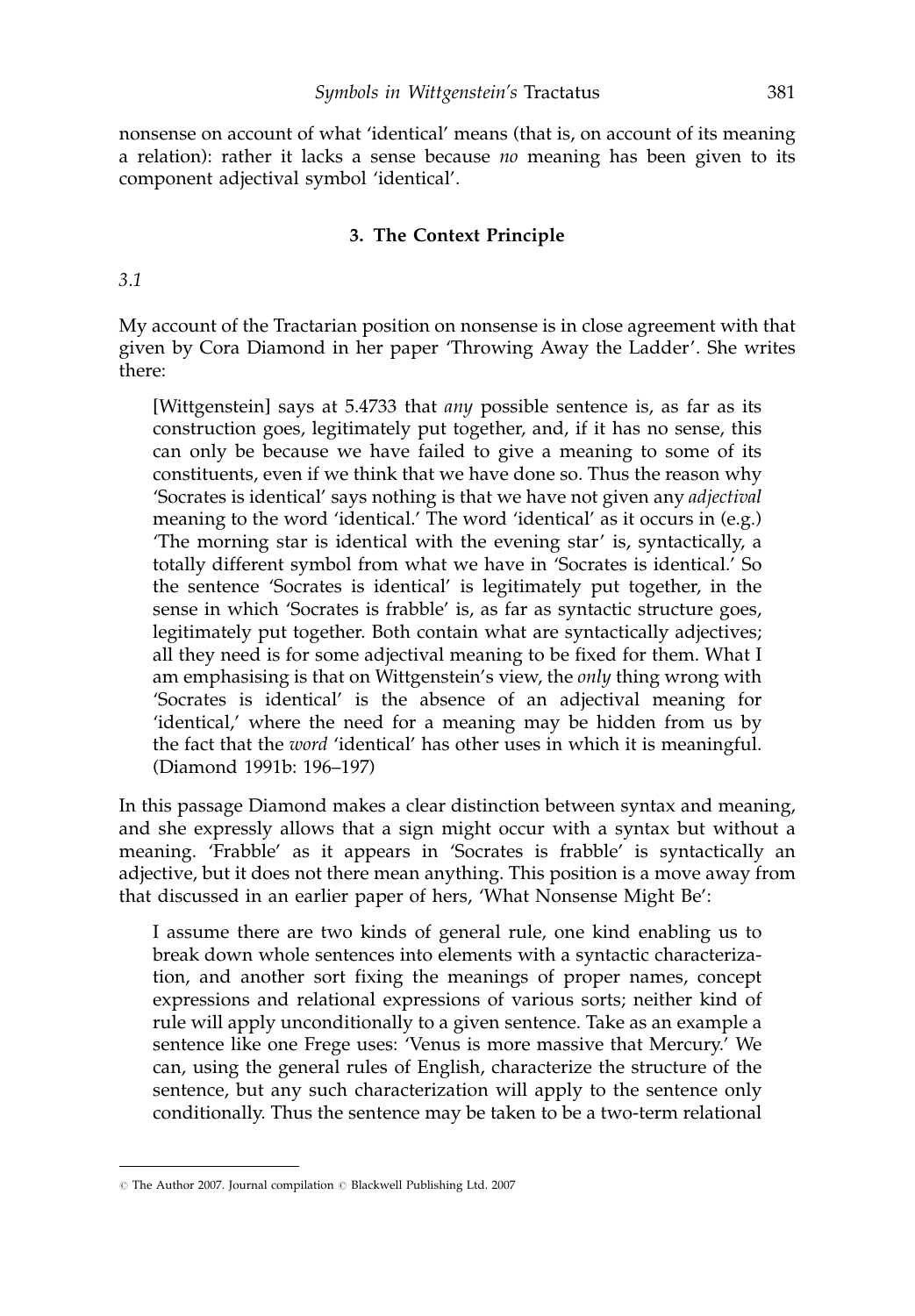nonsense on account of what 'identical' means (that is, on account of its meaning a relation): rather it lacks a sense because *no* meaning has been given to its component adjectival symbol 'identical'.

### 3. The Context Principle

*3.1*

My account of the Tractarian position on nonsense is in close agreement with that given by Cora Diamond in her paper 'Throwing Away the Ladder'. She writes there:

> [Wittgenstein] says at 5.4733 that *any* possible sentence is, as far as its construction goes, legitimately put together, and, if it has no sense, this can only be because we have failed to give a meaning to some of its constituents, even if we think that we have done so. Thus the reason why 'Socrates is identical' says nothing is that we have not given any *adjectival* meaning to the word 'identical.' The word 'identical' as it occurs in (e.g.) 'The morning star is identical with the evening star' is, syntactically, a totally different symbol from what we have in 'Socrates is identical.' So the sentence 'Socrates is identical' is legitimately put together, in the sense in which 'Socrates is frabble' is, as far as syntactic structure goes, legitimately put together. Both contain what are syntactically adjectives; all they need is for some adjectival meaning to be fixed for them. What I am emphasising is that on Wittgenstein's view, the *only* thing wrong with 'Socrates is identical' is the absence of an adjectival meaning for 'identical,' where the need for a meaning may be hidden from us by the fact that the *word* 'identical' has other uses in which it is meaningful. (Diamond 1991b: 196–197)

In this passage Diamond makes a clear distinction between syntax and meaning, and she expressly allows that a sign might occur with a syntax but without a meaning. 'Frabble' as it appears in 'Socrates is frabble' is syntactically an adjective, but it does not there mean anything. This position is a move away from that discussed in an earlier paper of hers, 'What Nonsense Might Be':

> I assume there are two kinds of general rule, one kind enabling us to break down whole sentences into elements with a syntactic characterization, and another sort fixing the meanings of proper names, concept expressions and relational expressions of various sorts; neither kind of rule will apply unconditionally to a given sentence. Take as an example a sentence like one Frege uses: 'Venus is more massive that Mercury.' We can, using the general rules of English, characterize the structure of the sentence, but any such characterization will apply to the sentence only conditionally. Thus the sentence may be taken to be a two-term relational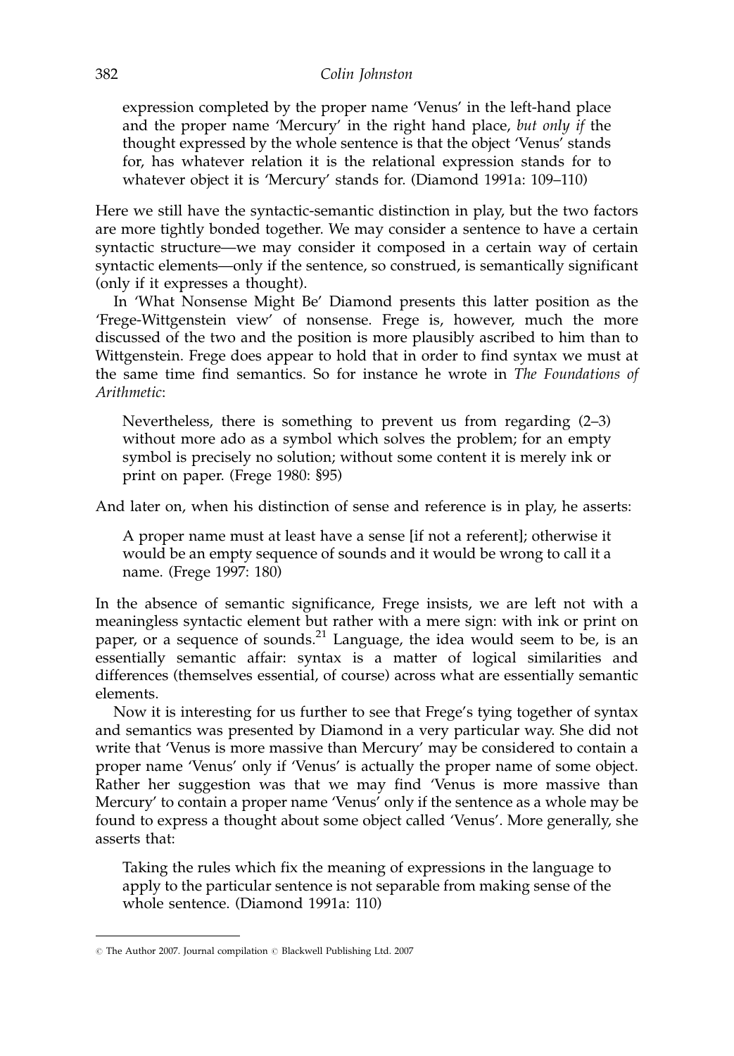expression completed by the proper name 'Venus' in the left-hand place and the proper name 'Mercury' in the right hand place, *but only if* the thought expressed by the whole sentence is that the object 'Venus' stands for, has whatever relation it is the relational expression stands for to whatever object it is 'Mercury' stands for. (Diamond 1991a: 109–110)

Here we still have the syntactic-semantic distinction in play, but the two factors are more tightly bonded together. We may consider a sentence to have a certain syntactic structure—we may consider it composed in a certain way of certain syntactic elements—only if the sentence, so construed, is semantically significant (only if it expresses a thought).

In 'What Nonsense Might Be' Diamond presents this latter position as the 'Frege-Wittgenstein view' of nonsense. Frege is, however, much the more discussed of the two and the position is more plausibly ascribed to him than to Wittgenstein. Frege does appear to hold that in order to find syntax we must at the same time find semantics. So for instance he wrote in *The Foundations of Arithmetic*:

> Nevertheless, there is something to prevent us from regarding (2–3) without more ado as a symbol which solves the problem; for an empty symbol is precisely no solution; without some content it is merely ink or print on paper. (Frege 1980: §95)

And later on, when his distinction of sense and reference is in play, he asserts:

> A proper name must at least have a sense [if not a referent]; otherwise it would be an empty sequence of sounds and it would be wrong to call it a name. (Frege 1997: 180)

In the absence of semantic significance, Frege insists, we are left not with a meaningless syntactic element but rather with a mere sign: with ink or print on paper, or a sequence of sounds.[21] Language, the idea would seem to be, is an essentially semantic affair: syntax is a matter of logical similarities and differences (themselves essential, of course) across what are essentially semantic elements.

Now it is interesting for us further to see that Frege's tying together of syntax and semantics was presented by Diamond in a very particular way. She did not write that 'Venus is more massive than Mercury' may be considered to contain a proper name 'Venus' only if 'Venus' is actually the proper name of some object. Rather her suggestion was that we may find 'Venus is more massive than Mercury' to contain a proper name 'Venus' only if the sentence as a whole may be found to express a thought about some object called 'Venus'. More generally, she asserts that:

> Taking the rules which fix the meaning of expressions in the language to apply to the particular sentence is not separable from making sense of the whole sentence. (Diamond 1991a: 110)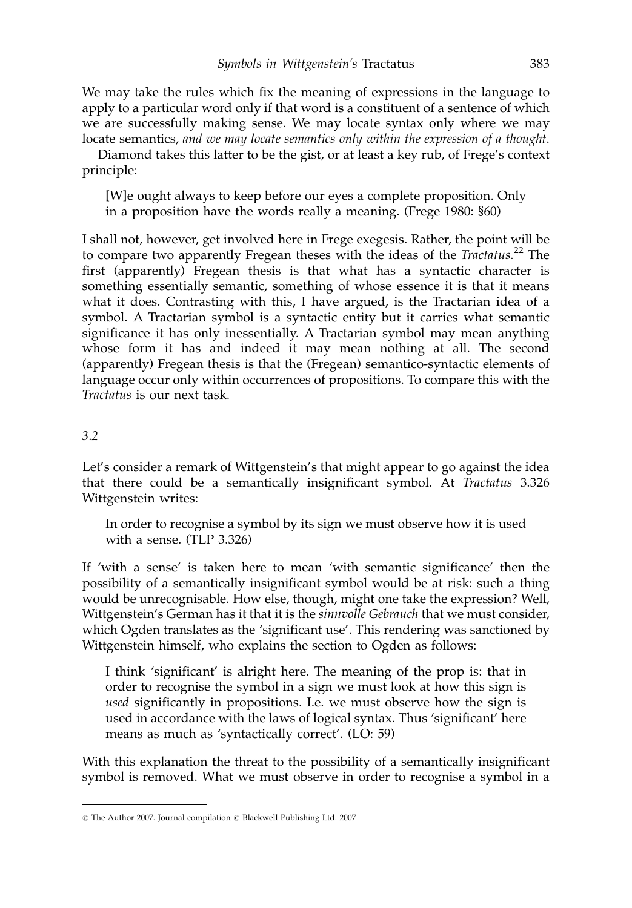We may take the rules which fix the meaning of expressions in the language to apply to a particular word only if that word is a constituent of a sentence of which we are successfully making sense. We may locate syntax only where we may locate semantics, *and we may locate semantics only within the expression of a thought*.

Diamond takes this latter to be the gist, or at least a key rub, of Frege's context principle:

> [W]e ought always to keep before our eyes a complete proposition. Only in a proposition have the words really a meaning. (Frege 1980: §60)

I shall not, however, get involved here in Frege exegesis. Rather, the point will be to compare two apparently Fregean theses with the ideas of the *Tractatus*.[22] The first (apparently) Fregean thesis is that what has a syntactic character is something essentially semantic, something of whose essence it is that it means what it does. Contrasting with this, I have argued, is the Tractarian idea of a symbol. A Tractarian symbol is a syntactic entity but it carries what semantic significance it has only inessentially. A Tractarian symbol may mean anything whose form it has and indeed it may mean nothing at all. The second (apparently) Fregean thesis is that the (Fregean) semantico-syntactic elements of language occur only within occurrences of propositions. To compare this with the *Tractatus* is our next task.

### *3.2*

Let's consider a remark of Wittgenstein's that might appear to go against the idea that there could be a semantically insignificant symbol. At *Tractatus* 3.326 Wittgenstein writes:

> In order to recognise a symbol by its sign we must observe how it is used with a sense. (TLP 3.326)

If 'with a sense' is taken here to mean 'with semantic significance' then the possibility of a semantically insignificant symbol would be at risk: such a thing would be unrecognisable. How else, though, might one take the expression? Well, Wittgenstein's German has it that it is the *sinnvolle Gebrauch* that we must consider, which Ogden translates as the 'significant use'. This rendering was sanctioned by Wittgenstein himself, who explains the section to Ogden as follows:

> I think 'significant' is alright here. The meaning of the prop is: that in order to recognise the symbol in a sign we must look at how this sign is *used* significantly in propositions. I.e. we must observe how the sign is used in accordance with the laws of logical syntax. Thus 'significant' here means as much as 'syntactically correct'. (LO: 59)

With this explanation the threat to the possibility of a semantically insignificant symbol is removed. What we must observe in order to recognise a symbol in a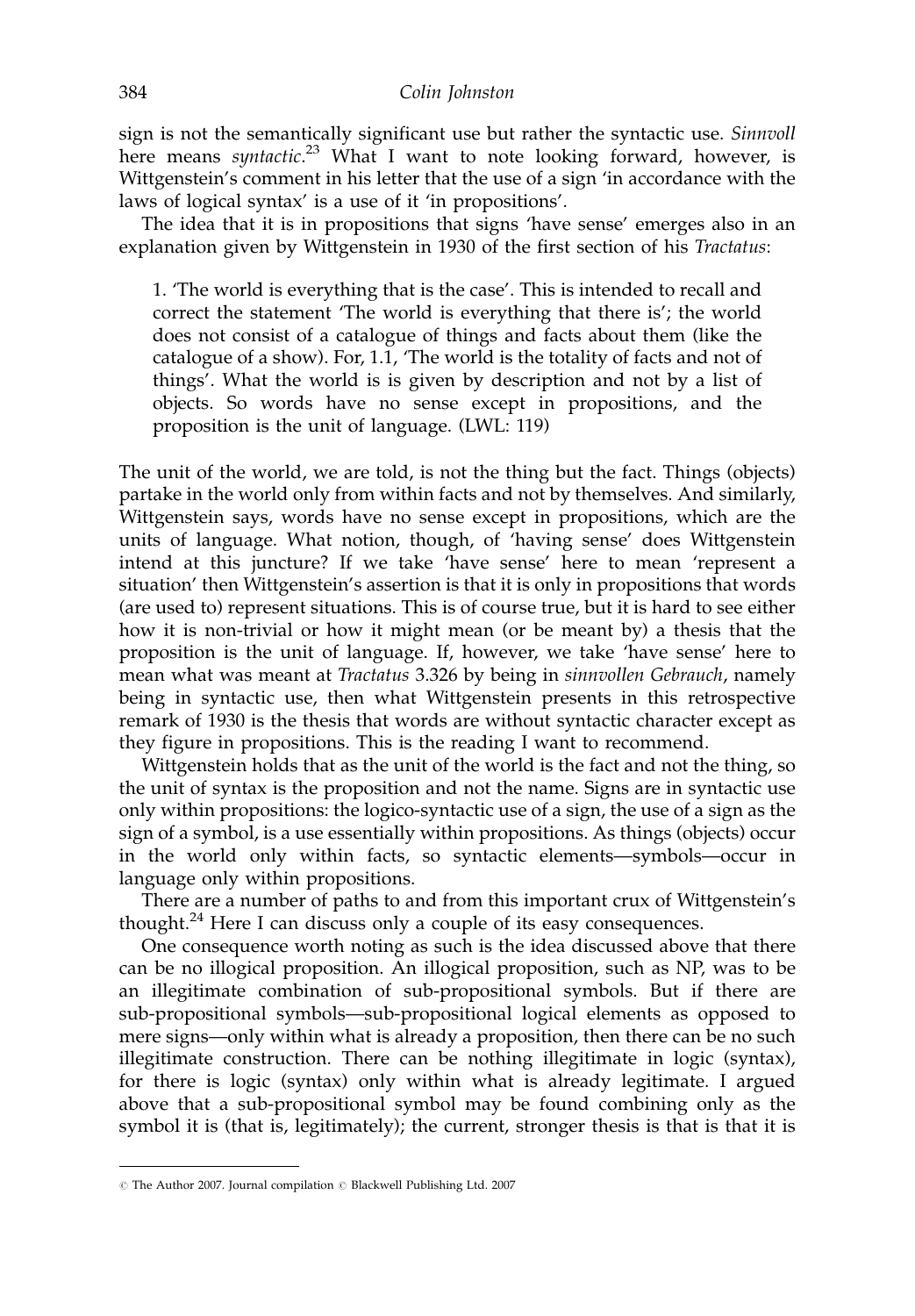sign is not the semantically significant use but rather the syntactic use. *Sinnvoll* here means *syntactic*.[23] What I want to note looking forward, however, is Wittgenstein's comment in his letter that the use of a sign 'in accordance with the laws of logical syntax' is a use of it 'in propositions'.

The idea that it is in propositions that signs 'have sense' emerges also in an explanation given by Wittgenstein in 1930 of the first section of his *Tractatus*:

> 1. 'The world is everything that is the case'. This is intended to recall and correct the statement 'The world is everything that there is'; the world does not consist of a catalogue of things and facts about them (like the catalogue of a show). For, 1.1, 'The world is the totality of facts and not of things'. What the world is is given by description and not by a list of objects. So words have no sense except in propositions, and the proposition is the unit of language. (LWL: 119)

The unit of the world, we are told, is not the thing but the fact. Things (objects) partake in the world only from within facts and not by themselves. And similarly, Wittgenstein says, words have no sense except in propositions, which are the units of language. What notion, though, of 'having sense' does Wittgenstein intend at this juncture? If we take 'have sense' here to mean 'represent a situation' then Wittgenstein's assertion is that it is only in propositions that words (are used to) represent situations. This is of course true, but it is hard to see either how it is non-trivial or how it might mean (or be meant by) a thesis that the proposition is the unit of language. If, however, we take 'have sense' here to mean what was meant at *Tractatus* 3.326 by being in *sinnvollen Gebrauch*, namely being in syntactic use, then what Wittgenstein presents in this retrospective remark of 1930 is the thesis that words are without syntactic character except as they figure in propositions. This is the reading I want to recommend.

Wittgenstein holds that as the unit of the world is the fact and not the thing, so the unit of syntax is the proposition and not the name. Signs are in syntactic use only within propositions: the logico-syntactic use of a sign, the use of a sign as the sign of a symbol, is a use essentially within propositions. As things (objects) occur in the world only within facts, so syntactic elements—symbols—occur in language only within propositions.

There are a number of paths to and from this important crux of Wittgenstein's thought.[24] Here I can discuss only a couple of its easy consequences.

One consequence worth noting as such is the idea discussed above that there can be no illogical proposition. An illogical proposition, such as NP, was to be an illegitimate combination of sub-propositional symbols. But if there are sub-propositional symbols—sub-propositional logical elements as opposed to mere signs—only within what is already a proposition, then there can be no such illegitimate construction. There can be nothing illegitimate in logic (syntax), for there is logic (syntax) only within what is already legitimate. I argued above that a sub-propositional symbol may be found combining only as the symbol it is (that is, legitimately); the current, stronger thesis is that is that it is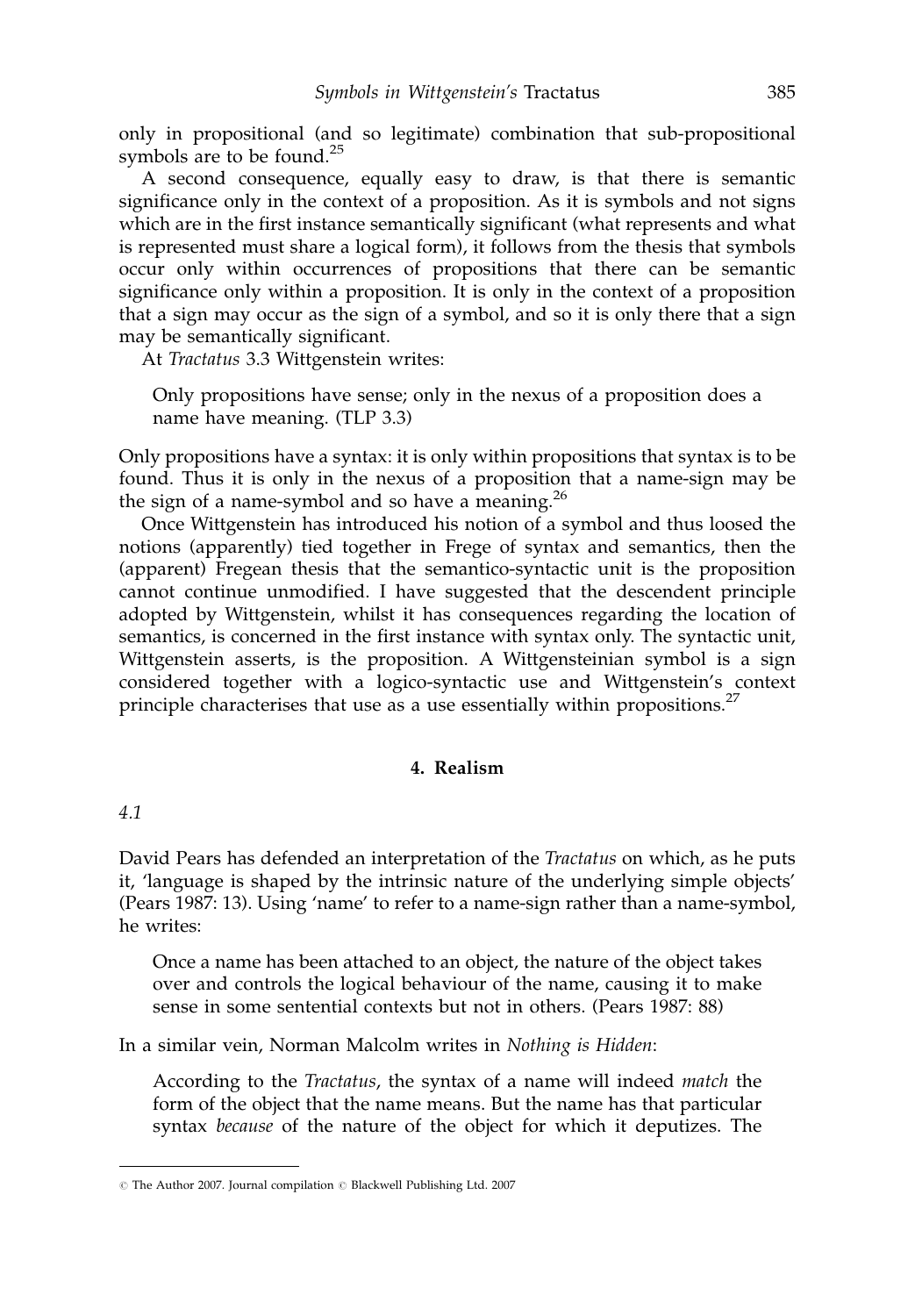only in propositional (and so legitimate) combination that sub-propositional symbols are to be found.[25]

A second consequence, equally easy to draw, is that there is semantic significance only in the context of a proposition. As it is symbols and not signs which are in the first instance semantically significant (what represents and what is represented must share a logical form), it follows from the thesis that symbols occur only within occurrences of propositions that there can be semantic significance only within a proposition. It is only in the context of a proposition that a sign may occur as the sign of a symbol, and so it is only there that a sign may be semantically significant.

At *Tractatus* 3.3 Wittgenstein writes:

> Only propositions have sense; only in the nexus of a proposition does a name have meaning. (TLP 3.3)

Only propositions have a syntax: it is only within propositions that syntax is to be found. Thus it is only in the nexus of a proposition that a name-sign may be the sign of a name-symbol and so have a meaning.[26]

Once Wittgenstein has introduced his notion of a symbol and thus loosed the notions (apparently) tied together in Frege of syntax and semantics, then the (apparent) Fregean thesis that the semantico-syntactic unit is the proposition cannot continue unmodified. I have suggested that the descendent principle adopted by Wittgenstein, whilst it has consequences regarding the location of semantics, is concerned in the first instance with syntax only. The syntactic unit, Wittgenstein asserts, is the proposition. A Wittgensteinian symbol is a sign considered together with a logico-syntactic use and Wittgenstein's context principle characterises that use as a use essentially within propositions.[27]

## 4. Realism

### *4.1*

David Pears has defended an interpretation of the *Tractatus* on which, as he puts it, 'language is shaped by the intrinsic nature of the underlying simple objects' (Pears 1987: 13). Using 'name' to refer to a name-sign rather than a name-symbol, he writes:

> Once a name has been attached to an object, the nature of the object takes over and controls the logical behaviour of the name, causing it to make sense in some sentential contexts but not in others. (Pears 1987: 88)

In a similar vein, Norman Malcolm writes in *Nothing is Hidden*:

> According to the *Tractatus*, the syntax of a name will indeed *match* the form of the object that the name means. But the name has that particular syntax *because* of the nature of the object for which it deputizes. The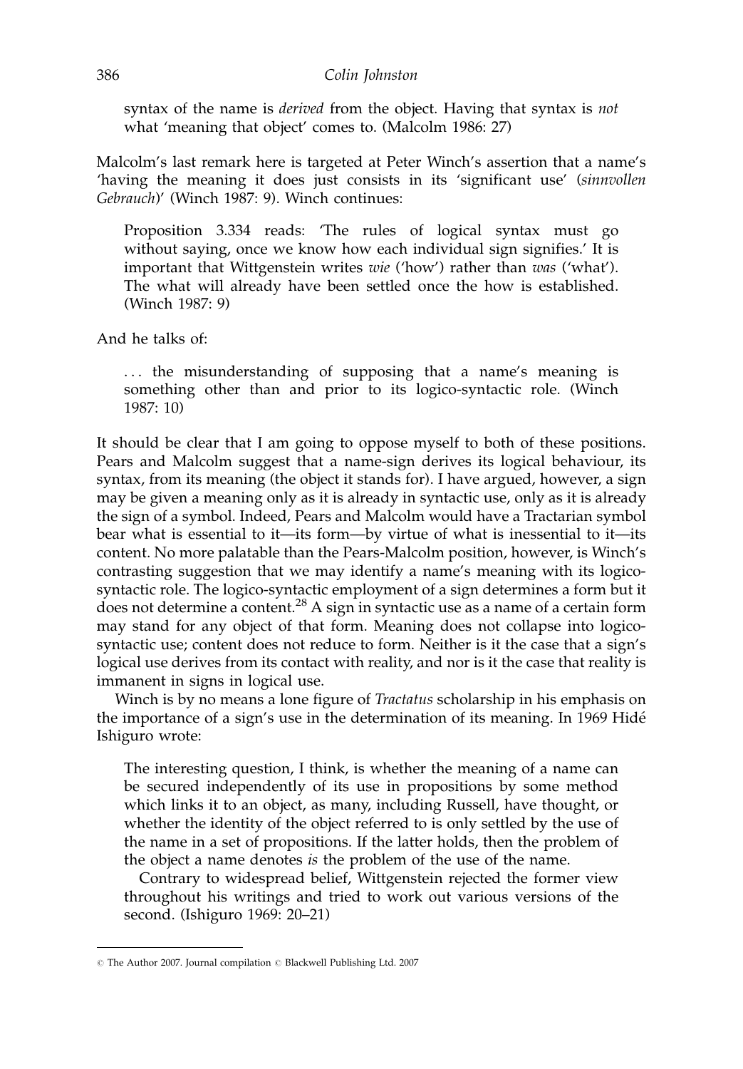> syntax of the name is *derived* from the object. Having that syntax is *not* what 'meaning that object' comes to. (Malcolm 1986: 27)

Malcolm's last remark here is targeted at Peter Winch's assertion that a name's 'having the meaning it does just consists in its 'significant use' (*sinnvollen Gebrauch*)' (Winch 1987: 9). Winch continues:

> Proposition 3.334 reads: 'The rules of logical syntax must go without saying, once we know how each individual sign signifies.' It is important that Wittgenstein writes *wie* ('how') rather than *was* ('what'). The what will already have been settled once the how is established. (Winch 1987: 9)

And he talks of:

> . . . the misunderstanding of supposing that a name's meaning is something other than and prior to its logico-syntactic role. (Winch 1987: 10)

It should be clear that I am going to oppose myself to both of these positions. Pears and Malcolm suggest that a name-sign derives its logical behaviour, its syntax, from its meaning (the object it stands for). I have argued, however, a sign may be given a meaning only as it is already in syntactic use, only as it is already the sign of a symbol. Indeed, Pears and Malcolm would have a Tractarian symbol bear what is essential to it—its form—by virtue of what is inessential to it—its content. No more palatable than the Pears-Malcolm position, however, is Winch's contrasting suggestion that we may identify a name's meaning with its logico-syntactic role. The logico-syntactic employment of a sign determines a form but it does not determine a content.[28] A sign in syntactic use as a name of a certain form may stand for any object of that form. Meaning does not collapse into logico-syntactic use; content does not reduce to form. Neither is it the case that a sign's logical use derives from its contact with reality, and nor is it the case that reality is immanent in signs in logical use.

Winch is by no means a lone figure of *Tractatus* scholarship in his emphasis on the importance of a sign's use in the determination of its meaning. In 1969 Hidé Ishiguro wrote:

> The interesting question, I think, is whether the meaning of a name can be secured independently of its use in propositions by some method which links it to an object, as many, including Russell, have thought, or whether the identity of the object referred to is only settled by the use of the name in a set of propositions. If the latter holds, then the problem of the object a name denotes *is* the problem of the use of the name.
>
> Contrary to widespread belief, Wittgenstein rejected the former view throughout his writings and tried to work out various versions of the second. (Ishiguro 1969: 20–21)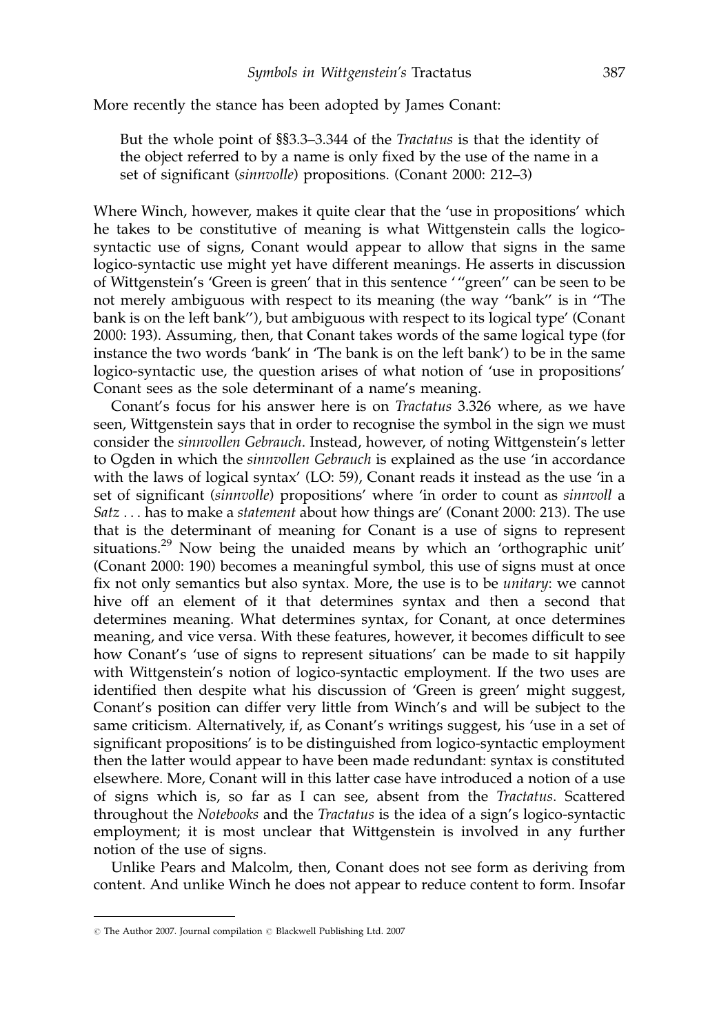More recently the stance has been adopted by James Conant:

> But the whole point of §§3.3–3.344 of the *Tractatus* is that the identity of the object referred to by a name is only fixed by the use of the name in a set of significant (*sinnvolle*) propositions. (Conant 2000: 212–3)

Where Winch, however, makes it quite clear that the 'use in propositions' which he takes to be constitutive of meaning is what Wittgenstein calls the logico-syntactic use of signs, Conant would appear to allow that signs in the same logico-syntactic use might yet have different meanings. He asserts in discussion of Wittgenstein's 'Green is green' that in this sentence '"green" can be seen to be not merely ambiguous with respect to its meaning (the way "bank" is in "The bank is on the left bank"), but ambiguous with respect to its logical type' (Conant 2000: 193). Assuming, then, that Conant takes words of the same logical type (for instance the two words 'bank' in 'The bank is on the left bank') to be in the same logico-syntactic use, the question arises of what notion of 'use in propositions' Conant sees as the sole determinant of a name's meaning.

Conant's focus for his answer here is on *Tractatus* 3.326 where, as we have seen, Wittgenstein says that in order to recognise the symbol in the sign we must consider the *sinnvollen Gebrauch*. Instead, however, of noting Wittgenstein's letter to Ogden in which the *sinnvollen Gebrauch* is explained as the use 'in accordance with the laws of logical syntax' (LO: 59), Conant reads it instead as the use 'in a set of significant (*sinnvolle*) propositions' where 'in order to count as *sinnvoll* a *Satz* . . . has to make a *statement* about how things are' (Conant 2000: 213). The use that is the determinant of meaning for Conant is a use of signs to represent situations.[29] Now being the unaided means by which an 'orthographic unit' (Conant 2000: 190) becomes a meaningful symbol, this use of signs must at once fix not only semantics but also syntax. More, the use is to be *unitary*: we cannot hive off an element of it that determines syntax and then a second that determines meaning. What determines syntax, for Conant, at once determines meaning, and vice versa. With these features, however, it becomes difficult to see how Conant's 'use of signs to represent situations' can be made to sit happily with Wittgenstein's notion of logico-syntactic employment. If the two uses are identified then despite what his discussion of 'Green is green' might suggest, Conant's position can differ very little from Winch's and will be subject to the same criticism. Alternatively, if, as Conant's writings suggest, his 'use in a set of significant propositions' is to be distinguished from logico-syntactic employment then the latter would appear to have been made redundant: syntax is constituted elsewhere. More, Conant will in this latter case have introduced a notion of a use of signs which is, so far as I can see, absent from the *Tractatus*. Scattered throughout the *Notebooks* and the *Tractatus* is the idea of a sign's logico-syntactic employment; it is most unclear that Wittgenstein is involved in any further notion of the use of signs.

Unlike Pears and Malcolm, then, Conant does not see form as deriving from content. And unlike Winch he does not appear to reduce content to form. Insofar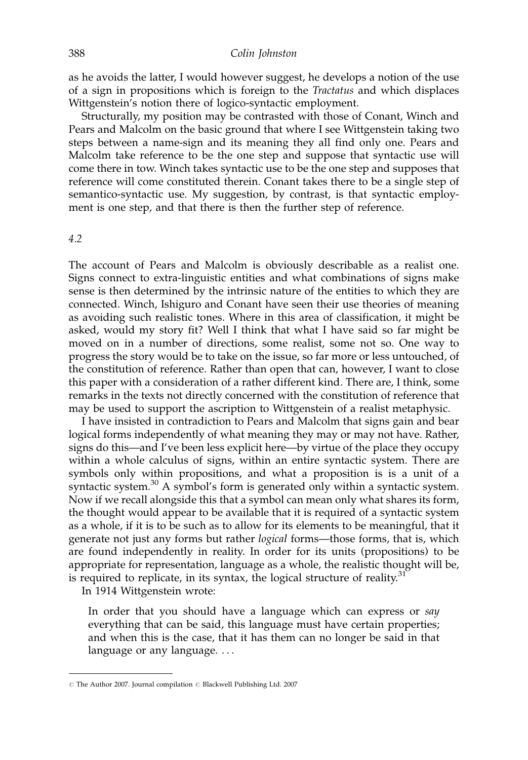as he avoids the latter, I would however suggest, he develops a notion of the use of a sign in propositions which is foreign to the *Tractatus* and which displaces Wittgenstein's notion there of logico-syntactic employment.

Structurally, my position may be contrasted with those of Conant, Winch and Pears and Malcolm on the basic ground that where I see Wittgenstein taking two steps between a name-sign and its meaning they all find only one. Pears and Malcolm take reference to be the one step and suppose that syntactic use will come there in tow. Winch takes syntactic use to be the one step and supposes that reference will come constituted therein. Conant takes there to be a single step of semantico-syntactic use. My suggestion, by contrast, is that syntactic employment is one step, and that there is then the further step of reference.

*4.2*

The account of Pears and Malcolm is obviously describable as a realist one. Signs connect to extra-linguistic entities and what combinations of signs make sense is then determined by the intrinsic nature of the entities to which they are connected. Winch, Ishiguro and Conant have seen their use theories of meaning as avoiding such realistic tones. Where in this area of classification, it might be asked, would my story fit? Well I think that what I have said so far might be moved on in a number of directions, some realist, some not so. One way to progress the story would be to take on the issue, so far more or less untouched, of the constitution of reference. Rather than open that can, however, I want to close this paper with a consideration of a rather different kind. There are, I think, some remarks in the texts not directly concerned with the constitution of reference that may be used to support the ascription to Wittgenstein of a realist metaphysic.

I have insisted in contradiction to Pears and Malcolm that signs gain and bear logical forms independently of what meaning they may or may not have. Rather, signs do this—and I've been less explicit here—by virtue of the place they occupy within a whole calculus of signs, within an entire syntactic system. There are symbols only within propositions, and what a proposition is is a unit of a syntactic system.[30] A symbol's form is generated only within a syntactic system. Now if we recall alongside this that a symbol can mean only what shares its form, the thought would appear to be available that it is required of a syntactic system as a whole, if it is to be such as to allow for its elements to be meaningful, that it generate not just any forms but rather *logical* forms—those forms, that is, which are found independently in reality. In order for its units (propositions) to be appropriate for representation, language as a whole, the realistic thought will be, is required to replicate, in its syntax, the logical structure of reality.[31]

In 1914 Wittgenstein wrote:

> In order that you should have a language which can express or *say* everything that can be said, this language must have certain properties; and when this is the case, that it has them can no longer be said in that language or any language. . . .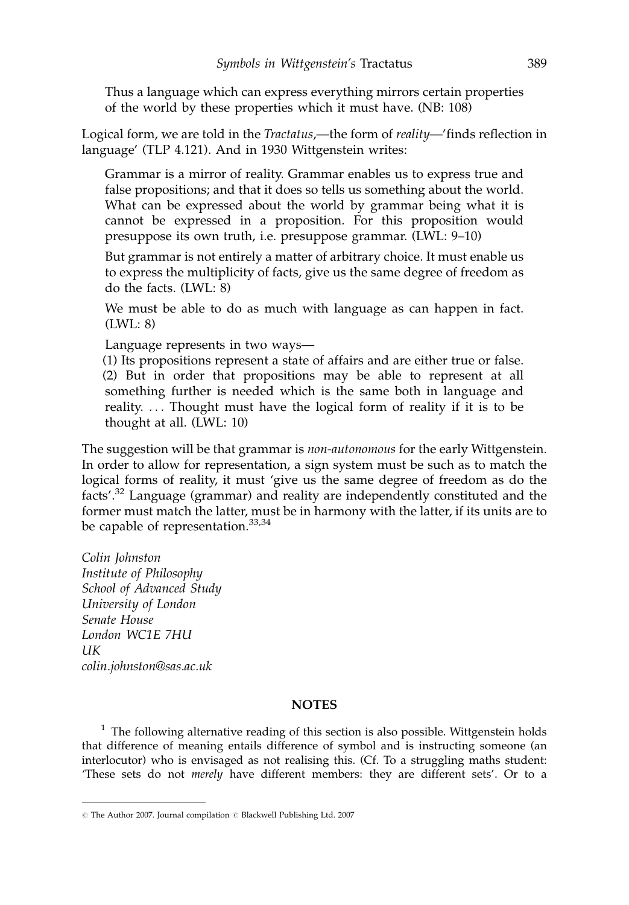> Thus a language which can express everything mirrors certain properties of the world by these properties which it must have. (NB: 108)

Logical form, we are told in the *Tractatus*,—the form of *reality*—'finds reflection in language' (TLP 4.121). And in 1930 Wittgenstein writes:

> Grammar is a mirror of reality. Grammar enables us to express true and false propositions; and that it does so tells us something about the world. What can be expressed about the world by grammar being what it is cannot be expressed in a proposition. For this proposition would presuppose its own truth, i.e. presuppose grammar. (LWL: 9–10)
>
> But grammar is not entirely a matter of arbitrary choice. It must enable us to express the multiplicity of facts, give us the same degree of freedom as do the facts. (LWL: 8)
>
> We must be able to do as much with language as can happen in fact. (LWL: 8)
>
> Language represents in two ways—
>
> (1) Its propositions represent a state of affairs and are either true or false.
> (2) But in order that propositions may be able to represent at all something further is needed which is the same both in language and reality. . . . Thought must have the logical form of reality if it is to be thought at all. (LWL: 10)

The suggestion will be that grammar is *non-autonomous* for the early Wittgenstein. In order to allow for representation, a sign system must be such as to match the logical forms of reality, it must 'give us the same degree of freedom as do the facts'.[32] Language (grammar) and reality are independently constituted and the former must match the latter, must be in harmony with the latter, if its units are to be capable of representation.[33,34]

*Colin Johnston*
*Institute of Philosophy*
*School of Advanced Study*
*University of London*
*Senate House*
*London WC1E 7HU*
*UK*
*colin.johnston@sas.ac.uk*

## NOTES

[1] The following alternative reading of this section is also possible. Wittgenstein holds that difference of meaning entails difference of symbol and is instructing someone (an interlocutor) who is envisaged as not realising this. (Cf. To a struggling maths student: 'These sets do not *merely* have different members: they are different sets'. Or to a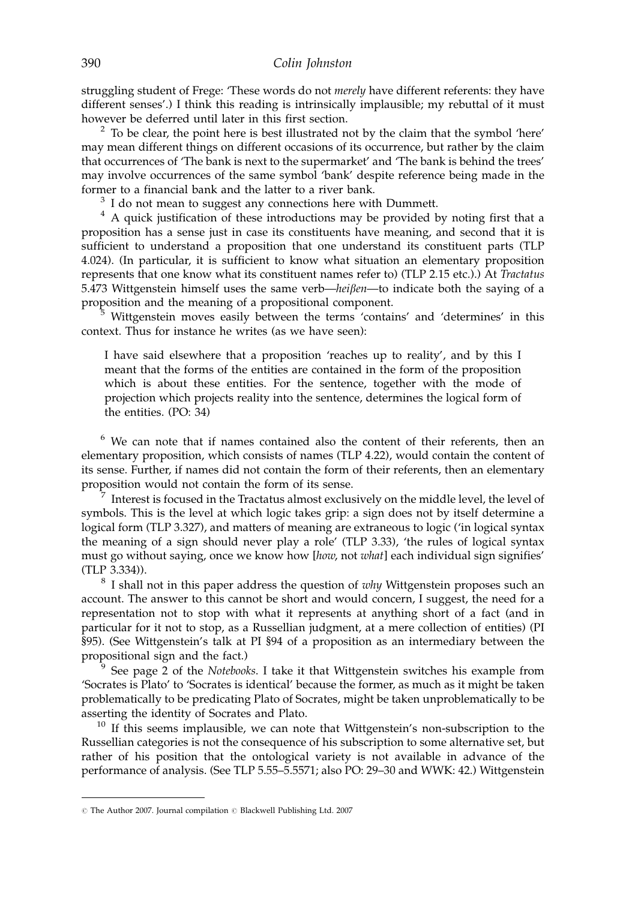struggling student of Frege: 'These words do not *merely* have different referents: they have different senses'.) I think this reading is intrinsically implausible; my rebuttal of it must however be deferred until later in this first section.

[2] To be clear, the point here is best illustrated not by the claim that the symbol 'here' may mean different things on different occasions of its occurrence, but rather by the claim that occurrences of 'The bank is next to the supermarket' and 'The bank is behind the trees' may involve occurrences of the same symbol 'bank' despite reference being made in the former to a financial bank and the latter to a river bank.

[3] I do not mean to suggest any connections here with Dummett.

[4] A quick justification of these introductions may be provided by noting first that a proposition has a sense just in case its constituents have meaning, and second that it is sufficient to understand a proposition that one understand its constituent parts (TLP 4.024). (In particular, it is sufficient to know what situation an elementary proposition represents that one know what its constituent names refer to) (TLP 2.15 etc.).) At *Tractatus* 5.473 Wittgenstein himself uses the same verb—*heißen*—to indicate both the saying of a proposition and the meaning of a propositional component.

[5] Wittgenstein moves easily between the terms 'contains' and 'determines' in this context. Thus for instance he writes (as we have seen):

> I have said elsewhere that a proposition 'reaches up to reality', and by this I meant that the forms of the entities are contained in the form of the proposition which is about these entities. For the sentence, together with the mode of projection which projects reality into the sentence, determines the logical form of the entities. (PO: 34)

[6] We can note that if names contained also the content of their referents, then an elementary proposition, which consists of names (TLP 4.22), would contain the content of its sense. Further, if names did not contain the form of their referents, then an elementary proposition would not contain the form of its sense.

[7] Interest is focused in the Tractatus almost exclusively on the middle level, the level of symbols. This is the level at which logic takes grip: a sign does not by itself determine a logical form (TLP 3.327), and matters of meaning are extraneous to logic ('in logical syntax the meaning of a sign should never play a role' (TLP 3.33), 'the rules of logical syntax must go without saying, once we know how [*how*, not *what*] each individual sign signifies' (TLP 3.334)).

[8] I shall not in this paper address the question of *why* Wittgenstein proposes such an account. The answer to this cannot be short and would concern, I suggest, the need for a representation not to stop with what it represents at anything short of a fact (and in particular for it not to stop, as a Russellian judgment, at a mere collection of entities) (PI §95). (See Wittgenstein's talk at PI §94 of a proposition as an intermediary between the propositional sign and the fact.)

[9] See page 2 of the *Notebooks*. I take it that Wittgenstein switches his example from 'Socrates is Plato' to 'Socrates is identical' because the former, as much as it might be taken problematically to be predicating Plato of Socrates, might be taken unproblematically to be asserting the identity of Socrates and Plato.

[10] If this seems implausible, we can note that Wittgenstein's non-subscription to the Russellian categories is not the consequence of his subscription to some alternative set, but rather of his position that the ontological variety is not available in advance of the performance of analysis. (See TLP 5.55–5.5571; also PO: 29–30 and WWK: 42.) Wittgenstein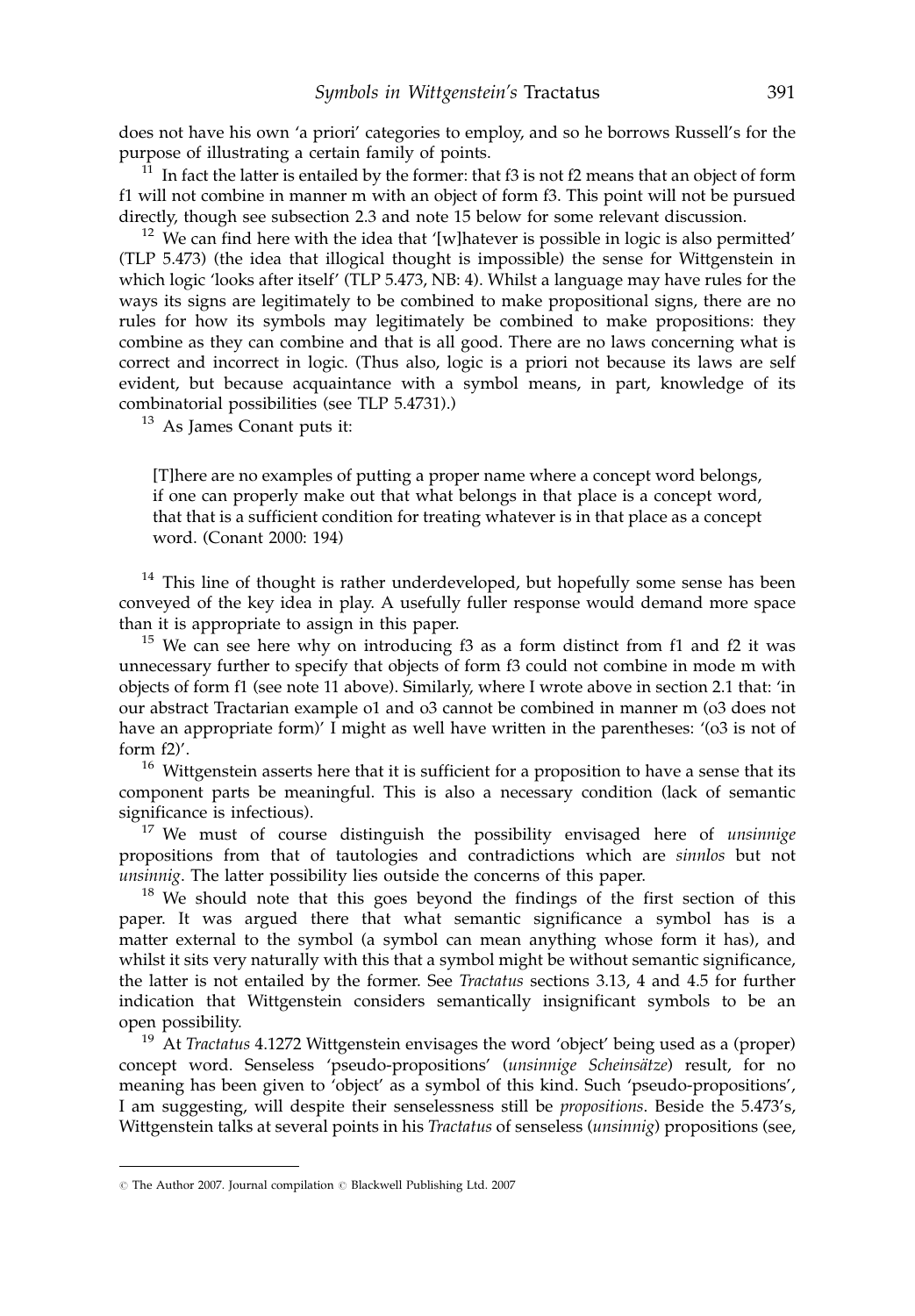does not have his own 'a priori' categories to employ, and so he borrows Russell's for the purpose of illustrating a certain family of points.

[11] In fact the latter is entailed by the former: that f3 is not f2 means that an object of form f1 will not combine in manner m with an object of form f3. This point will not be pursued directly, though see subsection 2.3 and note 15 below for some relevant discussion.

[12] We can find here with the idea that '[w]hatever is possible in logic is also permitted' (TLP 5.473) (the idea that illogical thought is impossible) the sense for Wittgenstein in which logic 'looks after itself' (TLP 5.473, NB: 4). Whilst a language may have rules for the ways its signs are legitimately to be combined to make propositional signs, there are no rules for how its symbols may legitimately be combined to make propositions: they combine as they can combine and that is all good. There are no laws concerning what is correct and incorrect in logic. (Thus also, logic is a priori not because its laws are self evident, but because acquaintance with a symbol means, in part, knowledge of its combinatorial possibilities (see TLP 5.4731).)

[13] As James Conant puts it:

> [T]here are no examples of putting a proper name where a concept word belongs, if one can properly make out that what belongs in that place is a concept word, that that is a sufficient condition for treating whatever is in that place as a concept word. (Conant 2000: 194)

[14] This line of thought is rather underdeveloped, but hopefully some sense has been conveyed of the key idea in play. A usefully fuller response would demand more space than it is appropriate to assign in this paper.

[15] We can see here why on introducing f3 as a form distinct from f1 and f2 it was unnecessary further to specify that objects of form f3 could not combine in mode m with objects of form f1 (see note 11 above). Similarly, where I wrote above in section 2.1 that: 'in our abstract Tractarian example o1 and o3 cannot be combined in manner m (o3 does not have an appropriate form)' I might as well have written in the parentheses: '(o3 is not of form f2)'.

[16] Wittgenstein asserts here that it is sufficient for a proposition to have a sense that its component parts be meaningful. This is also a necessary condition (lack of semantic significance is infectious).

[17] We must of course distinguish the possibility envisaged here of *unsinnige* propositions from that of tautologies and contradictions which are *sinnlos* but not *unsinnig*. The latter possibility lies outside the concerns of this paper.

[18] We should note that this goes beyond the findings of the first section of this paper. It was argued there that what semantic significance a symbol has is a matter external to the symbol (a symbol can mean anything whose form it has), and whilst it sits very naturally with this that a symbol might be without semantic significance, the latter is not entailed by the former. See *Tractatus* sections 3.13, 4 and 4.5 for further indication that Wittgenstein considers semantically insignificant symbols to be an open possibility.

[19] At *Tractatus* 4.1272 Wittgenstein envisages the word 'object' being used as a (proper) concept word. Senseless 'pseudo-propositions' (*unsinnige Scheinsätze*) result, for no meaning has been given to 'object' as a symbol of this kind. Such 'pseudo-propositions', I am suggesting, will despite their senselessness still be *propositions*. Beside the 5.473's, Wittgenstein talks at several points in his *Tractatus* of senseless (*unsinnig*) propositions (see,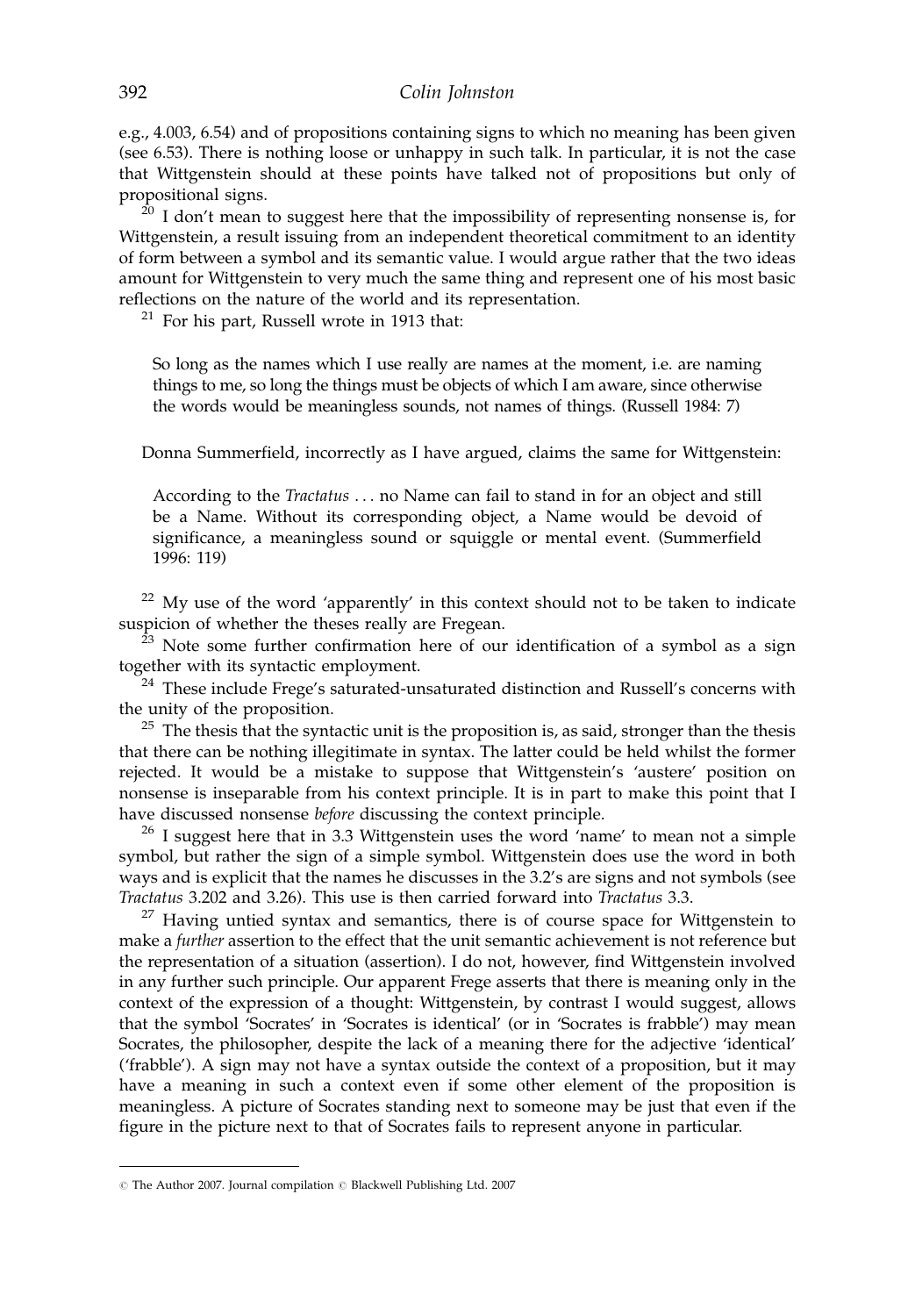e.g., 4.003, 6.54) and of propositions containing signs to which no meaning has been given (see 6.53). There is nothing loose or unhappy in such talk. In particular, it is not the case that Wittgenstein should at these points have talked not of propositions but only of propositional signs.

[20] I don't mean to suggest here that the impossibility of representing nonsense is, for Wittgenstein, a result issuing from an independent theoretical commitment to an identity of form between a symbol and its semantic value. I would argue rather that the two ideas amount for Wittgenstein to very much the same thing and represent one of his most basic reflections on the nature of the world and its representation.

[21] For his part, Russell wrote in 1913 that:

> So long as the names which I use really are names at the moment, i.e. are naming things to me, so long the things must be objects of which I am aware, since otherwise the words would be meaningless sounds, not names of things. (Russell 1984: 7)

Donna Summerfield, incorrectly as I have argued, claims the same for Wittgenstein:

> According to the *Tractatus* . . . no Name can fail to stand in for an object and still be a Name. Without its corresponding object, a Name would be devoid of significance, a meaningless sound or squiggle or mental event. (Summerfield 1996: 119)

[22] My use of the word 'apparently' in this context should not to be taken to indicate suspicion of whether the theses really are Fregean.

[23] Note some further confirmation here of our identification of a symbol as a sign together with its syntactic employment.

[24] These include Frege's saturated-unsaturated distinction and Russell's concerns with the unity of the proposition.

[25] The thesis that the syntactic unit is the proposition is, as said, stronger than the thesis that there can be nothing illegitimate in syntax. The latter could be held whilst the former rejected. It would be a mistake to suppose that Wittgenstein's 'austere' position on nonsense is inseparable from his context principle. It is in part to make this point that I have discussed nonsense *before* discussing the context principle.

[26] I suggest here that in 3.3 Wittgenstein uses the word 'name' to mean not a simple symbol, but rather the sign of a simple symbol. Wittgenstein does use the word in both ways and is explicit that the names he discusses in the 3.2's are signs and not symbols (see *Tractatus* 3.202 and 3.26). This use is then carried forward into *Tractatus* 3.3.

[27] Having untied syntax and semantics, there is of course space for Wittgenstein to make a *further* assertion to the effect that the unit semantic achievement is not reference but the representation of a situation (assertion). I do not, however, find Wittgenstein involved in any further such principle. Our apparent Frege asserts that there is meaning only in the context of the expression of a thought: Wittgenstein, by contrast I would suggest, allows that the symbol 'Socrates' in 'Socrates is identical' (or in 'Socrates is frabble') may mean Socrates, the philosopher, despite the lack of a meaning there for the adjective 'identical' ('frabble'). A sign may not have a syntax outside the context of a proposition, but it may have a meaning in such a context even if some other element of the proposition is meaningless. A picture of Socrates standing next to someone may be just that even if the figure in the picture next to that of Socrates fails to represent anyone in particular.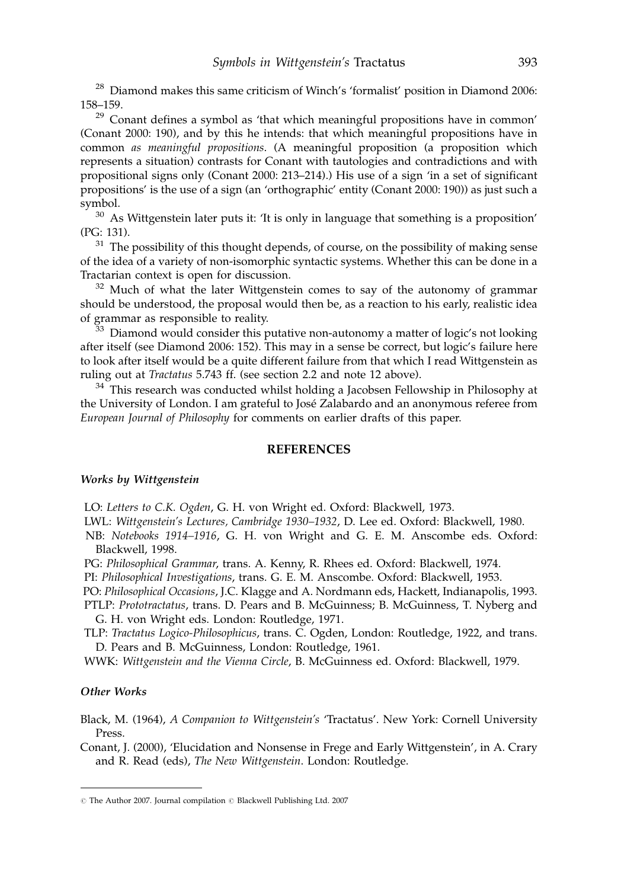[28] Diamond makes this same criticism of Winch's 'formalist' position in Diamond 2006: 158–159.

[29] Conant defines a symbol as 'that which meaningful propositions have in common' (Conant 2000: 190), and by this he intends: that which meaningful propositions have in common *as meaningful propositions*. (A meaningful proposition (a proposition which represents a situation) contrasts for Conant with tautologies and contradictions and with propositional signs only (Conant 2000: 213–214).) His use of a sign 'in a set of significant propositions' is the use of a sign (an 'orthographic' entity (Conant 2000: 190)) as just such a symbol.

[30] As Wittgenstein later puts it: 'It is only in language that something is a proposition' (PG: 131).

[31] The possibility of this thought depends, of course, on the possibility of making sense of the idea of a variety of non-isomorphic syntactic systems. Whether this can be done in a Tractarian context is open for discussion.

[32] Much of what the later Wittgenstein comes to say of the autonomy of grammar should be understood, the proposal would then be, as a reaction to his early, realistic idea of grammar as responsible to reality.

[33] Diamond would consider this putative non-autonomy a matter of logic's not looking after itself (see Diamond 2006: 152). This may in a sense be correct, but logic's failure here to look after itself would be a quite different failure from that which I read Wittgenstein as ruling out at *Tractatus* 5.743 ff. (see section 2.2 and note 12 above).

[34] This research was conducted whilst holding a Jacobsen Fellowship in Philosophy at the University of London. I am grateful to José Zalabardo and an anonymous referee from *European Journal of Philosophy* for comments on earlier drafts of this paper.

## REFERENCES

### *Works by Wittgenstein*

LO: *Letters to C.K. Ogden*, G. H. von Wright ed. Oxford: Blackwell, 1973.

LWL: *Wittgenstein's Lectures, Cambridge 1930–1932*, D. Lee ed. Oxford: Blackwell, 1980.

NB: *Notebooks 1914–1916*, G. H. von Wright and G. E. M. Anscombe eds. Oxford: Blackwell, 1998.

PG: *Philosophical Grammar*, trans. A. Kenny, R. Rhees ed. Oxford: Blackwell, 1974.

PI: *Philosophical Investigations*, trans. G. E. M. Anscombe. Oxford: Blackwell, 1953.

PO: *Philosophical Occasions*, J.C. Klagge and A. Nordmann eds, Hackett, Indianapolis, 1993.

PTLP: *Prototractatus*, trans. D. Pears and B. McGuinness; B. McGuinness, T. Nyberg and G. H. von Wright eds. London: Routledge, 1971.

TLP: *Tractatus Logico-Philosophicus*, trans. C. Ogden, London: Routledge, 1922, and trans. D. Pears and B. McGuinness, London: Routledge, 1961.

WWK: *Wittgenstein and the Vienna Circle*, B. McGuinness ed. Oxford: Blackwell, 1979.

### *Other Works*

Black, M. (1964), *A Companion to Wittgenstein's* 'Tractatus'. New York: Cornell University Press.

Conant, J. (2000), 'Elucidation and Nonsense in Frege and Early Wittgenstein', in A. Crary and R. Read (eds), *The New Wittgenstein*. London: Routledge.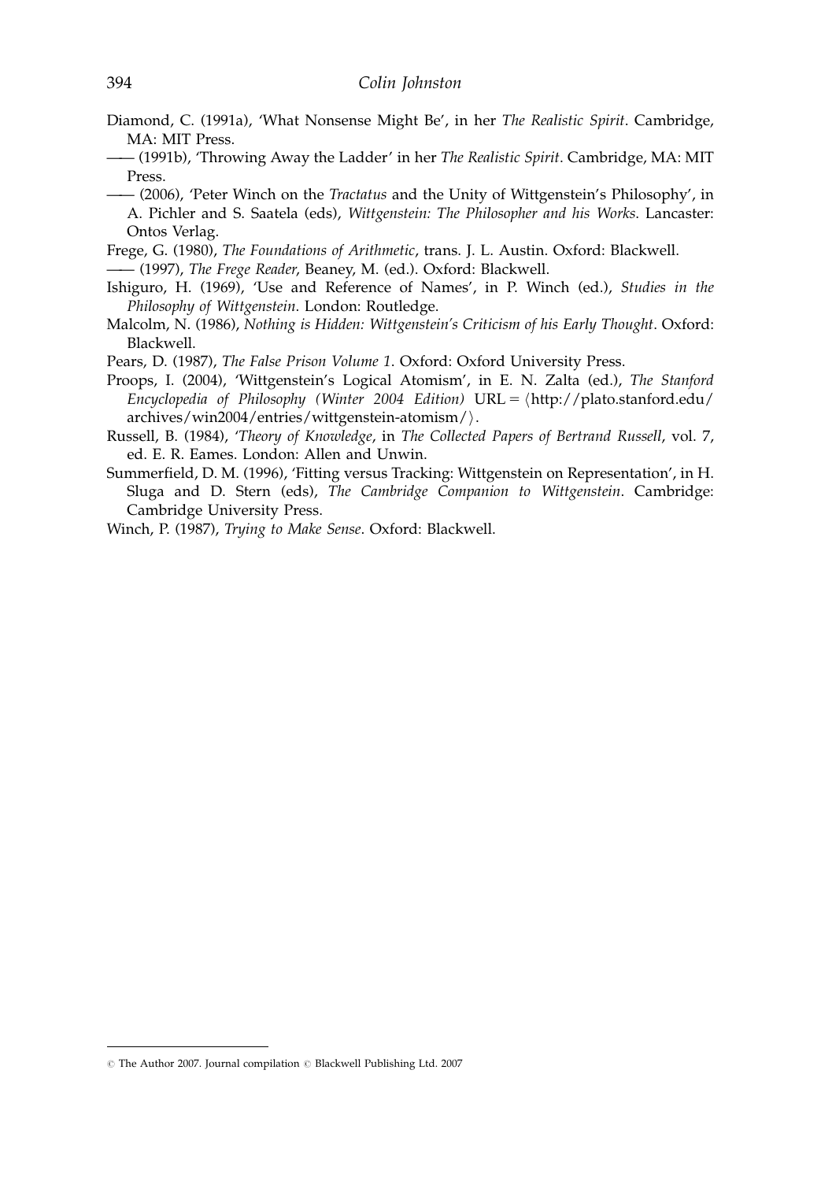Diamond, C. (1991a), 'What Nonsense Might Be', in her *The Realistic Spirit*. Cambridge, MA: MIT Press.

—— (1991b), 'Throwing Away the Ladder' in her *The Realistic Spirit*. Cambridge, MA: MIT Press.

—— (2006), 'Peter Winch on the *Tractatus* and the Unity of Wittgenstein's Philosophy', in A. Pichler and S. Saatela (eds), *Wittgenstein: The Philosopher and his Works*. Lancaster: Ontos Verlag.

Frege, G. (1980), *The Foundations of Arithmetic*, trans. J. L. Austin. Oxford: Blackwell.

—— (1997), *The Frege Reader*, Beaney, M. (ed.). Oxford: Blackwell.

Ishiguro, H. (1969), 'Use and Reference of Names', in P. Winch (ed.), *Studies in the Philosophy of Wittgenstein*. London: Routledge.

Malcolm, N. (1986), *Nothing is Hidden: Wittgenstein's Criticism of his Early Thought*. Oxford: Blackwell.

Pears, D. (1987), *The False Prison Volume 1*. Oxford: Oxford University Press.

Proops, I. (2004), 'Wittgenstein's Logical Atomism', in E. N. Zalta (ed.), *The Stanford Encyclopedia of Philosophy (Winter 2004 Edition)* URL = ⟨http://plato.stanford.edu/archives/win2004/entries/wittgenstein-atomism/⟩.

Russell, B. (1984), '*Theory of Knowledge*, in *The Collected Papers of Bertrand Russell*, vol. 7, ed. E. R. Eames. London: Allen and Unwin.

Summerfield, D. M. (1996), 'Fitting versus Tracking: Wittgenstein on Representation', in H. Sluga and D. Stern (eds), *The Cambridge Companion to Wittgenstein*. Cambridge: Cambridge University Press.

Winch, P. (1987), *Trying to Make Sense*. Oxford: Blackwell.